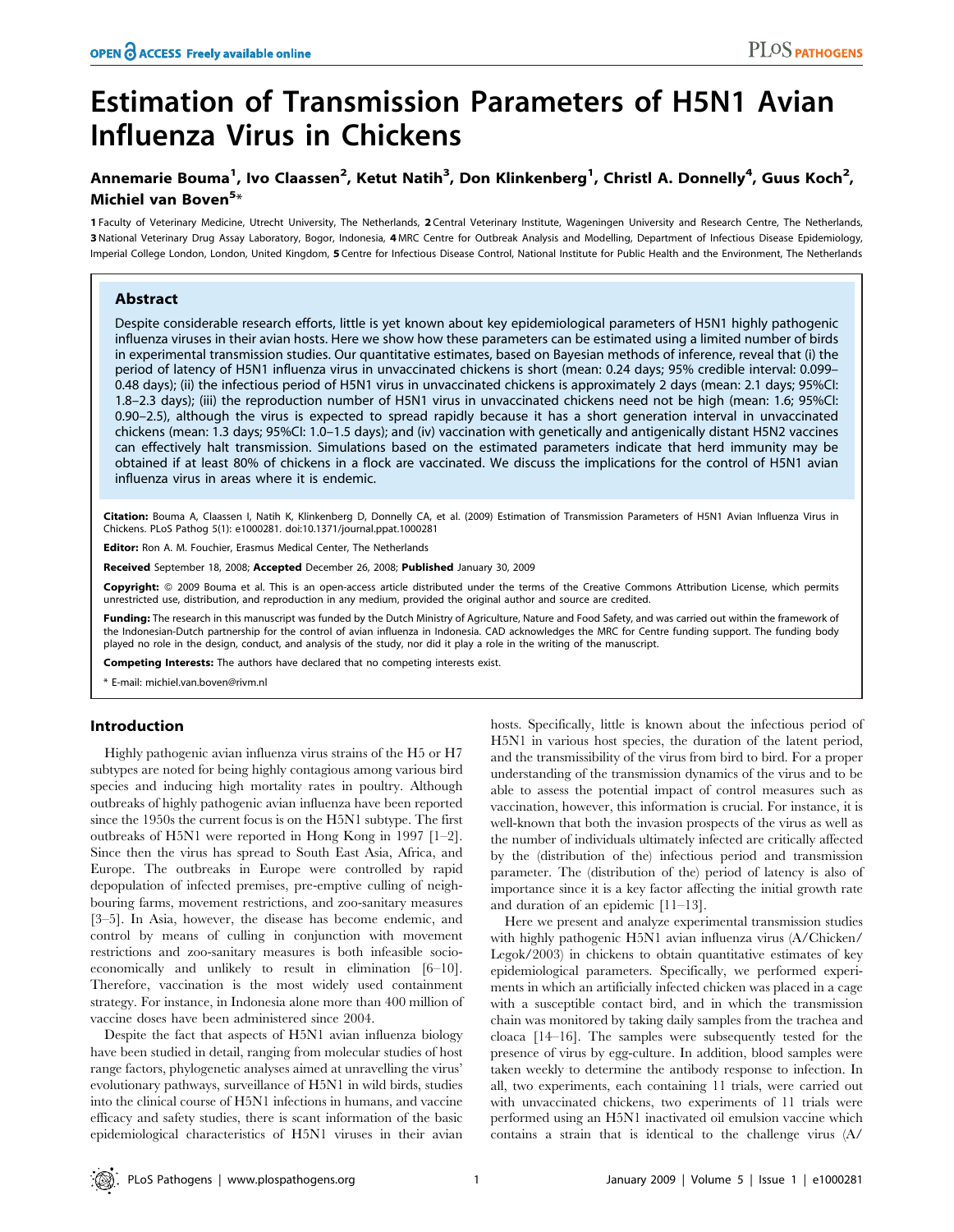# Estimation of Transmission Parameters of H5N1 Avian Influenza Virus in Chickens

**Annemarie Bouma[1], Ivo Claassen[2], Ketut Natih[3], Don Klinkenberg[1], Christl A. Donnelly[4], Guus Koch[2], Michiel van Boven[5]***

1 Faculty of Veterinary Medicine, Utrecht University, The Netherlands, 2 Central Veterinary Institute, Wageningen University and Research Centre, The Netherlands, 3 National Veterinary Drug Assay Laboratory, Bogor, Indonesia, 4 MRC Centre for Outbreak Analysis and Modelling, Department of Infectious Disease Epidemiology, Imperial College London, London, United Kingdom, 5 Centre for Infectious Disease Control, National Institute for Public Health and the Environment, The Netherlands

## Abstract

Despite considerable research efforts, little is yet known about key epidemiological parameters of H5N1 highly pathogenic influenza viruses in their avian hosts. Here we show how these parameters can be estimated using a limited number of birds in experimental transmission studies. Our quantitative estimates, based on Bayesian methods of inference, reveal that (i) the period of latency of H5N1 influenza virus in unvaccinated chickens is short (mean: 0.24 days; 95% credible interval: 0.099–0.48 days); (ii) the infectious period of H5N1 virus in unvaccinated chickens is approximately 2 days (mean: 2.1 days; 95%CI: 1.8–2.3 days); (iii) the reproduction number of H5N1 virus in unvaccinated chickens need not be high (mean: 1.6; 95%CI: 0.90–2.5), although the virus is expected to spread rapidly because it has a short generation interval in unvaccinated chickens (mean: 1.3 days; 95%CI: 1.0–1.5 days); and (iv) vaccination with genetically and antigenically distant H5N2 vaccines can effectively halt transmission. Simulations based on the estimated parameters indicate that herd immunity may be obtained if at least 80% of chickens in a flock are vaccinated. We discuss the implications for the control of H5N1 avian influenza virus in areas where it is endemic.

**Citation:** Bouma A, Claassen I, Natih K, Klinkenberg D, Donnelly CA, et al. (2009) Estimation of Transmission Parameters of H5N1 Avian Influenza Virus in Chickens. PLoS Pathog 5(1): e1000281. doi:10.1371/journal.ppat.1000281

**Editor:** Ron A. M. Fouchier, Erasmus Medical Center, The Netherlands

**Received** September 18, 2008; **Accepted** December 26, 2008; **Published** January 30, 2009

**Copyright:** © 2009 Bouma et al. This is an open-access article distributed under the terms of the Creative Commons Attribution License, which permits unrestricted use, distribution, and reproduction in any medium, provided the original author and source are credited.

**Funding:** The research in this manuscript was funded by the Dutch Ministry of Agriculture, Nature and Food Safety, and was carried out within the framework of the Indonesian-Dutch partnership for the control of avian influenza in Indonesia. CAD acknowledges the MRC for Centre funding support. The funding body played no role in the design, conduct, and analysis of the study, nor did it play a role in the writing of the manuscript.

**Competing Interests:** The authors have declared that no competing interests exist.

\* E-mail: michiel.van.boven@rivm.nl

## Introduction

Highly pathogenic avian influenza virus strains of the H5 or H7 subtypes are noted for being highly contagious among various bird species and inducing high mortality rates in poultry. Although outbreaks of highly pathogenic avian influenza have been reported since the 1950s the current focus is on the H5N1 subtype. The first outbreaks of H5N1 were reported in Hong Kong in 1997 [1–2]. Since then the virus has spread to South East Asia, Africa, and Europe. The outbreaks in Europe were controlled by rapid depopulation of infected premises, pre-emptive culling of neighbouring farms, movement restrictions, and zoo-sanitary measures [3–5]. In Asia, however, the disease has become endemic, and control by means of culling in conjunction with movement restrictions and zoo-sanitary measures is both infeasible socio-economically and unlikely to result in elimination [6–10]. Therefore, vaccination is the most widely used containment strategy. For instance, in Indonesia alone more than 400 million of vaccine doses have been administered since 2004.

Despite the fact that aspects of H5N1 avian influenza biology have been studied in detail, ranging from molecular studies of host range factors, phylogenetic analyses aimed at unravelling the virus' evolutionary pathways, surveillance of H5N1 in wild birds, studies into the clinical course of H5N1 infections in humans, and vaccine efficacy and safety studies, there is scant information of the basic epidemiological characteristics of H5N1 viruses in their avian hosts. Specifically, little is known about the infectious period of H5N1 in various host species, the duration of the latent period, and the transmissibility of the virus from bird to bird. For a proper understanding of the transmission dynamics of the virus and to be able to assess the potential impact of control measures such as vaccination, however, this information is crucial. For instance, it is well-known that both the invasion prospects of the virus as well as the number of individuals ultimately infected are critically affected by the (distribution of the) infectious period and transmission parameter. The (distribution of the) period of latency is also of importance since it is a key factor affecting the initial growth rate and duration of an epidemic [11–13].

Here we present and analyze experimental transmission studies with highly pathogenic H5N1 avian influenza virus (A/Chicken/Legok/2003) in chickens to obtain quantitative estimates of key epidemiological parameters. Specifically, we performed experiments in which an artificially infected chicken was placed in a cage with a susceptible contact bird, and in which the transmission chain was monitored by taking daily samples from the trachea and cloaca [14–16]. The samples were subsequently tested for the presence of virus by egg-culture. In addition, blood samples were taken weekly to determine the antibody response to infection. In all, two experiments, each containing 11 trials, were carried out with unvaccinated chickens, two experiments of 11 trials were performed using an H5N1 inactivated oil emulsion vaccine which contains a strain that is identical to the challenge virus (A/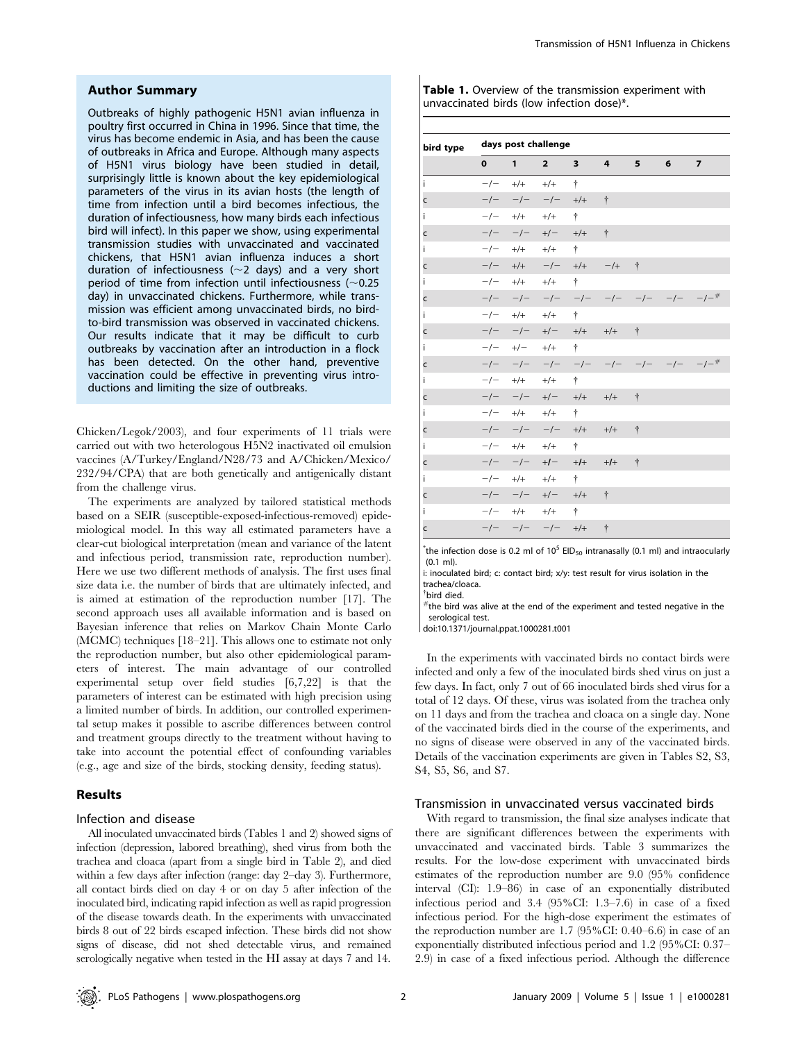## Author Summary

Outbreaks of highly pathogenic H5N1 avian influenza in poultry first occurred in China in 1996. Since that time, the virus has become endemic in Asia, and has been the cause of outbreaks in Africa and Europe. Although many aspects of H5N1 virus biology have been studied in detail, surprisingly little is known about the key epidemiological parameters of the virus in its avian hosts (the length of time from infection until a bird becomes infectious, the duration of infectiousness, how many birds each infectious bird will infect). In this paper we show, using experimental transmission studies with unvaccinated and vaccinated chickens, that H5N1 avian influenza induces a short duration of infectiousness (~2 days) and a very short period of time from infection until infectiousness (~0.25 day) in unvaccinated chickens. Furthermore, while transmission was efficient among unvaccinated birds, no bird-to-bird transmission was observed in vaccinated chickens. Our results indicate that it may be difficult to curb outbreaks by vaccination after an introduction in a flock has been detected. On the other hand, preventive vaccination could be effective in preventing virus introductions and limiting the size of outbreaks.

Chicken/Legok/2003), and four experiments of 11 trials were carried out with two heterologous H5N2 inactivated oil emulsion vaccines (A/Turkey/England/N28/73 and A/Chicken/Mexico/232/94/CPA) that are both genetically and antigenically distant from the challenge virus.

The experiments are analyzed by tailored statistical methods based on a SEIR (susceptible-exposed-infectious-removed) epidemiological model. In this way all estimated parameters have a clear-cut biological interpretation (mean and variance of the latent and infectious period, transmission rate, reproduction number). Here we use two different methods of analysis. The first uses final size data i.e. the number of birds that are ultimately infected, and is aimed at estimation of the reproduction number [17]. The second approach uses all available information and is based on Bayesian inference that relies on Markov Chain Monte Carlo (MCMC) techniques [18–21]. This allows one to estimate not only the reproduction number, but also other epidemiological parameters of interest. The main advantage of our controlled experimental setup over field studies [6,7,22] is that the parameters of interest can be estimated with high precision using a limited number of birds. In addition, our controlled experimental setup makes it possible to ascribe differences between control and treatment groups directly to the treatment without having to take into account the potential effect of confounding variables (e.g., age and size of the birds, stocking density, feeding status).

## Results

### Infection and disease

All inoculated unvaccinated birds (Tables 1 and 2) showed signs of infection (depression, labored breathing), shed virus from both the trachea and cloaca (apart from a single bird in Table 2), and died within a few days after infection (range: day 2–day 3). Furthermore, all contact birds died on day 4 or on day 5 after infection of the inoculated bird, indicating rapid infection as well as rapid progression of the disease towards death. In the experiments with unvaccinated birds 8 out of 22 birds escaped infection. These birds did not show signs of disease, did not shed detectable virus, and remained serologically negative when tested in the HI assay at days 7 and 14.

**Table 1.** Overview of the transmission experiment with unvaccinated birds (low infection dose)*.

| bird type | days post challenge | | | | | | | |
|---|---|---|---|---|---|---|---|---|
| | 0 | 1 | 2 | 3 | 4 | 5 | 6 | 7 |
| i | −/− | +/+ | +/+ | † | | | | |
| c | −/− | −/− | −/− | +/+ | † | | | |
| i | −/− | +/+ | +/+ | † | | | | |
| c | −/− | −/− | +/− | +/+ | † | | | |
| i | −/− | +/+ | +/+ | † | | | | |
| c | −/− | +/+ | −/− | +/+ | −/+ | † | | |
| i | −/− | +/+ | +/+ | † | | | | |
| c | −/− | −/− | −/− | −/− | −/− | −/− | −/− | −/−# |
| i | −/− | +/+ | +/+ | † | | | | |
| c | −/− | −/− | +/− | +/+ | +/+ | † | | |
| i | −/− | +/− | +/+ | † | | | | |
| c | −/− | −/− | −/− | −/− | −/− | −/− | −/− | −/−# |
| i | −/− | +/+ | +/+ | † | | | | |
| c | −/− | −/− | +/− | +/+ | +/+ | † | | |
| i | −/− | +/+ | +/+ | † | | | | |
| c | −/− | −/− | −/− | +/+ | +/+ | † | | |
| i | −/− | +/+ | +/+ | † | | | | |
| c | −/− | −/− | +/− | +/+ | +/+ | † | | |
| i | −/− | +/+ | +/+ | † | | | | |
| c | −/− | −/− | +/− | +/+ | † | | | |
| i | −/− | +/+ | +/+ | † | | | | |
| c | −/− | −/− | −/− | +/+ | † | | | |

*the infection dose is 0.2 ml of $10^5$ $EID_{50}$ intranasally (0.1 ml) and intraocularly (0.1 ml).
i: inoculated bird; c: contact bird; x/y: test result for virus isolation in the trachea/cloaca.
†bird died.
#the bird was alive at the end of the experiment and tested negative in the serological test.
doi:10.1371/journal.ppat.1000281.t001

In the experiments with vaccinated birds no contact birds were infected and only a few of the inoculated birds shed virus on just a few days. In fact, only 7 out of 66 inoculated birds shed virus for a total of 12 days. Of these, virus was isolated from the trachea only on 11 days and from the trachea and cloaca on a single day. None of the vaccinated birds died in the course of the experiments, and no signs of disease were observed in any of the vaccinated birds. Details of the vaccination experiments are given in Tables S2, S3, S4, S5, S6, and S7.

### Transmission in unvaccinated versus vaccinated birds

With regard to transmission, the final size analyses indicate that there are significant differences between the experiments with unvaccinated and vaccinated birds. Table 3 summarizes the results. For the low-dose experiment with unvaccinated birds estimates of the reproduction number are 9.0 (95% confidence interval (CI): 1.9–86) in case of an exponentially distributed infectious period and 3.4 (95%CI: 1.3–7.6) in case of a fixed infectious period. For the high-dose experiment the estimates of the reproduction number are 1.7 (95%CI: 0.40–6.6) in case of an exponentially distributed infectious period and 1.2 (95%CI: 0.37–2.9) in case of a fixed infectious period. Although the difference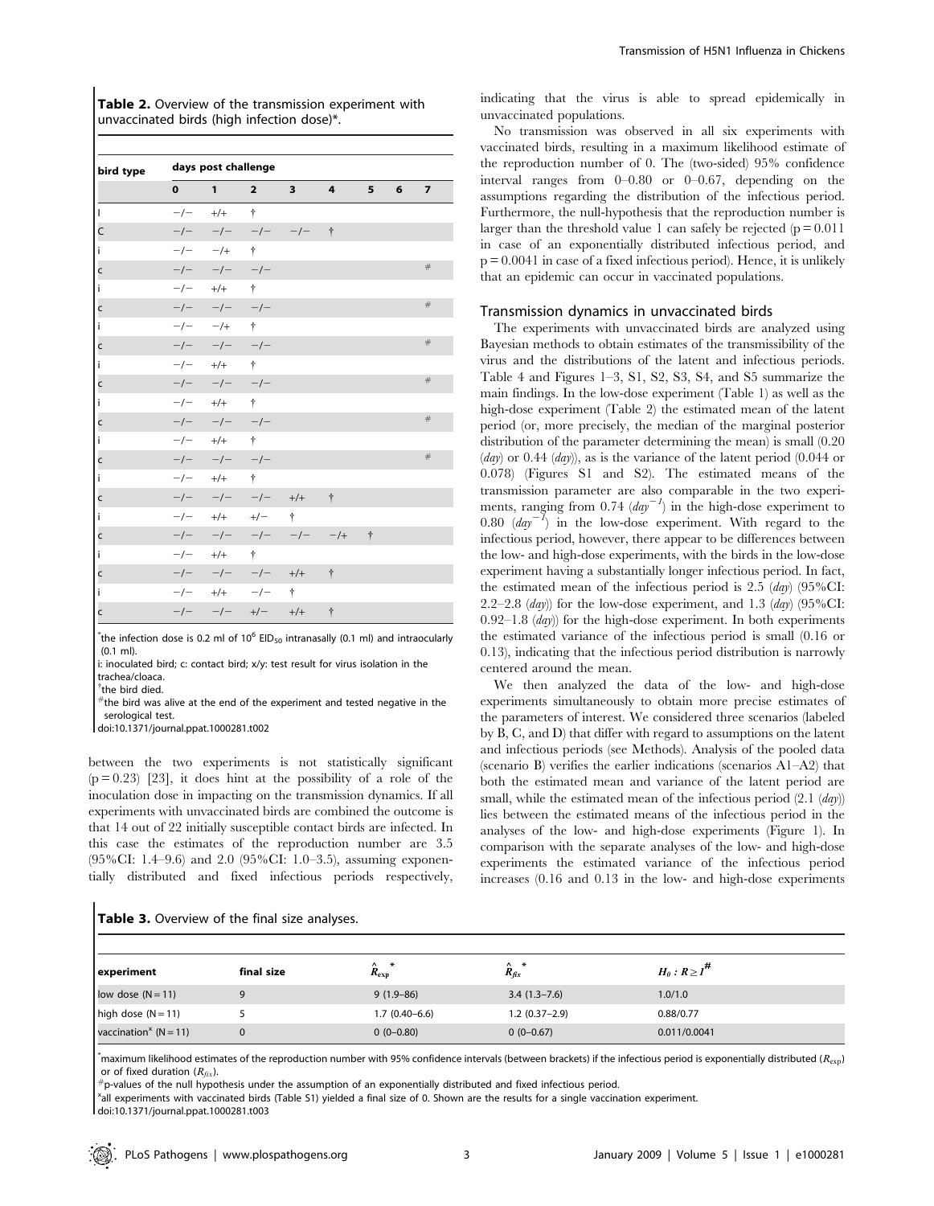**Table 2.** Overview of the transmission experiment with unvaccinated birds (high infection dose)*.

| bird type | days post challenge | | | | | | | |
|---|---|---|---|---|---|---|---|---|
| | **0** | **1** | **2** | **3** | **4** | **5** | **6** | **7** |
| I | −/− | +/+ | † | | | | | |
| C | −/− | −/− | −/− | −/− | † | | | |
| i | −/− | −/+ | † | | | | | |
| c | −/− | −/− | −/− | | | | | # |
| i | −/− | +/+ | † | | | | | |
| c | −/− | −/− | −/− | | | | | # |
| i | −/− | −/+ | † | | | | | |
| c | −/− | −/− | −/− | | | | | # |
| i | −/− | +/+ | † | | | | | |
| c | −/− | −/− | −/− | | | | | # |
| i | −/− | +/+ | † | | | | | |
| c | −/− | −/− | −/− | | | | | # |
| i | −/− | +/+ | † | | | | | |
| c | −/− | −/− | −/− | | | | | # |
| i | −/− | +/+ | † | | | | | |
| c | −/− | −/− | −/− | +/+ | † | | | |
| i | −/− | +/+ | +/− | † | | | | |
| c | −/− | −/− | −/− | −/− | −/+ | † | | |
| i | −/− | +/+ | † | | | | | |
| c | −/− | −/− | −/− | +/+ | † | | | |
| i | −/− | +/+ | −/− | † | | | | |
| c | −/− | −/− | +/− | +/+ | † | | | |

*the infection dose is 0.2 ml of $10^6$ $EID_{50}$ intranasally (0.1 ml) and intraocularly (0.1 ml).
i: inoculated bird; c: contact bird; x/y: test result for virus isolation in the trachea/cloaca.
†the bird died.
#the bird was alive at the end of the experiment and tested negative in the serological test.
doi:10.1371/journal.ppat.1000281.t002

between the two experiments is not statistically significant ($p = 0.23$) [23], it does hint at the possibility of a role of the inoculation dose in impacting on the transmission dynamics. If all experiments with unvaccinated birds are combined the outcome is that 14 out of 22 initially susceptible contact birds are infected. In this case the estimates of the reproduction number are 3.5 (95%CI: 1.4–9.6) and 2.0 (95%CI: 1.0–3.5), assuming exponentially distributed and fixed infectious periods respectively, indicating that the virus is able to spread epidemically in unvaccinated populations.

No transmission was observed in all six experiments with vaccinated birds, resulting in a maximum likelihood estimate of the reproduction number of 0. The (two-sided) 95% confidence interval ranges from 0–0.80 or 0–0.67, depending on the assumptions regarding the distribution of the infectious period. Furthermore, the null-hypothesis that the reproduction number is larger than the threshold value 1 can safely be rejected ($p = 0.011$ in case of an exponentially distributed infectious period, and $p = 0.0041$ in case of a fixed infectious period). Hence, it is unlikely that an epidemic can occur in vaccinated populations.

## Transmission dynamics in unvaccinated birds

The experiments with unvaccinated birds are analyzed using Bayesian methods to obtain estimates of the transmissibility of the virus and the distributions of the latent and infectious periods. Table 4 and Figures 1–3, S1, S2, S3, S4, and S5 summarize the main findings. In the low-dose experiment (Table 1) as well as the high-dose experiment (Table 2) the estimated mean of the latent period (or, more precisely, the median of the marginal posterior distribution of the parameter determining the mean) is small (0.20 (*day*) or 0.44 (*day*)), as is the variance of the latent period (0.044 or 0.078) (Figures S1 and S2). The estimated means of the transmission parameter are also comparable in the two experiments, ranging from 0.74 ($day^{-1}$) in the high-dose experiment to 0.80 ($day^{-1}$) in the low-dose experiment. With regard to the infectious period, however, there appear to be differences between the low- and high-dose experiments, with the birds in the low-dose experiment having a substantially longer infectious period. In fact, the estimated mean of the infectious period is 2.5 (*day*) (95%CI: 2.2–2.8 (*day*)) for the low-dose experiment, and 1.3 (*day*) (95%CI: 0.92–1.8 (*day*)) for the high-dose experiment. In both experiments the estimated variance of the infectious period is small (0.16 or 0.13), indicating that the infectious period distribution is narrowly centered around the mean.

We then analyzed the data of the low- and high-dose experiments simultaneously to obtain more precise estimates of the parameters of interest. We considered three scenarios (labeled by B, C, and D) that differ with regard to assumptions on the latent and infectious periods (see Methods). Analysis of the pooled data (scenario B) verifies the earlier indications (scenarios A1–A2) that both the estimated mean and variance of the latent period are small, while the estimated mean of the infectious period (2.1 (*day*)) lies between the estimated means of the infectious period in the analyses of the low- and high-dose experiments (Figure 1). In comparison with the separate analyses of the low- and high-dose experiments the estimated variance of the infectious period increases (0.16 and 0.13 in the low- and high-dose experiments

**Table 3.** Overview of the final size analyses.

| experiment | final size | $\hat{R}_{\exp}$ * | $\hat{R}_{fix}$ * | $H_0 : R \geq 1$ # |
|---|---|---|---|---|
| low dose (N = 11) | 9 | 9 (1.9–86) | 3.4 (1.3–7.6) | 1.0/1.0 |
| high dose (N = 11) | 5 | 1.7 (0.40–6.6) | 1.2 (0.37–2.9) | 0.88/0.77 |
| vaccination$^x$ (N = 11) | 0 | 0 (0–0.80) | 0 (0–0.67) | 0.011/0.0041 |

*maximum likelihood estimates of the reproduction number with 95% confidence intervals (between brackets) if the infectious period is exponentially distributed ($R_{\exp}$) or of fixed duration ($R_{fix}$).
#p-values of the null hypothesis under the assumption of an exponentially distributed and fixed infectious period.
$^x$all experiments with vaccinated birds (Table S1) yielded a final size of 0. Shown are the results for a single vaccination experiment.
doi:10.1371/journal.ppat.1000281.t003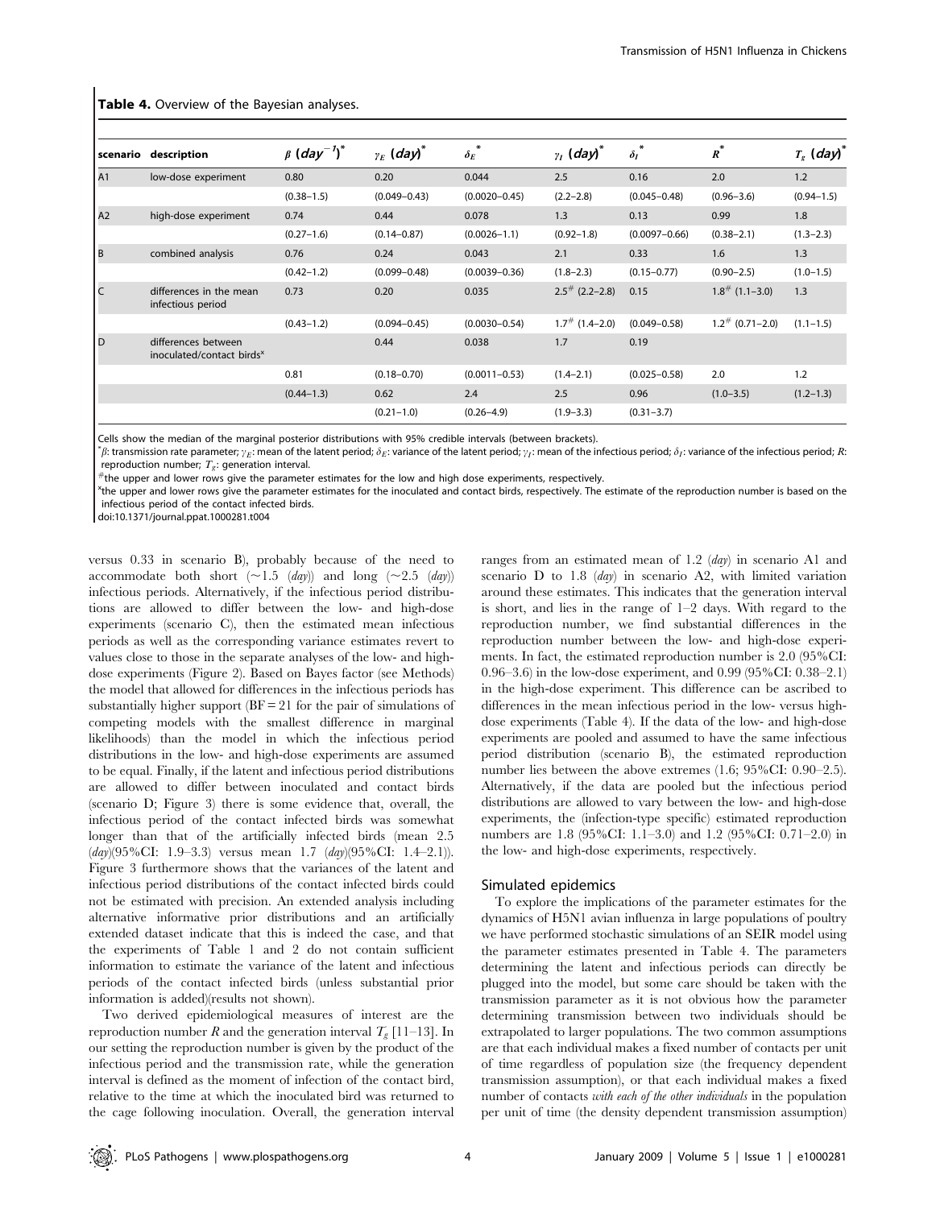**Table 4.** Overview of the Bayesian analyses.

| scenario | description | $\beta$ ($day^{-1}$)* | $\gamma_E$ (day)* | $\delta_E$* | $\gamma_I$ (day)* | $\delta_I$* | $R$* | $T_g$ (day)* |
|---|---|---|---|---|---|---|---|---|
| A1 | low-dose experiment | 0.80 | 0.20 | 0.044 | 2.5 | 0.16 | 2.0 | 1.2 |
| | | (0.38–1.5) | (0.049–0.43) | (0.0020–0.45) | (2.2–2.8) | (0.045–0.48) | (0.96–3.6) | (0.94–1.5) |
| A2 | high-dose experiment | 0.74 | 0.44 | 0.078 | 1.3 | 0.13 | 0.99 | 1.8 |
| | | (0.27–1.6) | (0.14–0.87) | (0.0026–1.1) | (0.92–1.8) | (0.0097–0.66) | (0.38–2.1) | (1.3–2.3) |
| B | combined analysis | 0.76 | 0.24 | 0.043 | 2.1 | 0.33 | 1.6 | 1.3 |
| | | (0.42–1.2) | (0.099–0.48) | (0.0039–0.36) | (1.8–2.3) | (0.15–0.77) | (0.90–2.5) | (1.0–1.5) |
| C | differences in the mean infectious period | 0.73 | 0.20 | 0.035 | 2.5# (2.2–2.8) | 0.15 | 1.8# (1.1–3.0) | 1.3 |
| | | (0.43–1.2) | (0.094–0.45) | (0.0030–0.54) | 1.7# (1.4–2.0) | (0.049–0.58) | 1.2# (0.71–2.0) | (1.1–1.5) |
| D | differences between inoculated/contact birds[x] | | 0.44 | 0.038 | 1.7 | 0.19 | | |
| | | 0.81 | (0.18–0.70) | (0.0011–0.53) | (1.4–2.1) | (0.025–0.58) | 2.0 | 1.2 |
| | | (0.44–1.3) | 0.62 | 2.4 | 2.5 | 0.96 | (1.0–3.5) | (1.2–1.3) |
| | | | (0.21–1.0) | (0.26–4.9) | (1.9–3.3) | (0.31–3.7) | | |

Cells show the median of the marginal posterior distributions with 95% credible intervals (between brackets).

*$\beta$: transmission rate parameter; $\gamma_E$: mean of the latent period; $\delta_E$: variance of the latent period; $\gamma_I$: mean of the infectious period; $\delta_I$: variance of the infectious period; $R$: reproduction number; $T_g$: generation interval.

#the upper and lower rows give the parameter estimates for the low and high dose experiments, respectively.

[x]the upper and lower rows give the parameter estimates for the inoculated and contact birds, respectively. The estimate of the reproduction number is based on the infectious period of the contact infected birds.

doi:10.1371/journal.ppat.1000281.t004

versus 0.33 in scenario B), probably because of the need to accommodate both short (~1.5 (*day*)) and long (~2.5 (*day*)) infectious periods. Alternatively, if the infectious period distributions are allowed to differ between the low- and high-dose experiments (scenario C), then the estimated mean infectious periods as well as the corresponding variance estimates revert to values close to those in the separate analyses of the low- and high-dose experiments (Figure 2). Based on Bayes factor (see Methods) the model that allowed for differences in the infectious periods has substantially higher support (BF = 21 for the pair of simulations of competing models with the smallest difference in marginal likelihoods) than the model in which the infectious period distributions in the low- and high-dose experiments are assumed to be equal. Finally, if the latent and infectious period distributions are allowed to differ between inoculated and contact birds (scenario D; Figure 3) there is some evidence that, overall, the infectious period of the contact infected birds was somewhat longer than that of the artificially infected birds (mean 2.5 (*day*)(95%CI: 1.9–3.3) versus mean 1.7 (*day*)(95%CI: 1.4–2.1)). Figure 3 furthermore shows that the variances of the latent and infectious period distributions of the contact infected birds could not be estimated with precision. An extended analysis including alternative informative prior distributions and an artificially extended dataset indicate that this is indeed the case, and that the experiments of Table 1 and 2 do not contain sufficient information to estimate the variance of the latent and infectious periods of the contact infected birds (unless substantial prior information is added)(results not shown).

Two derived epidemiological measures of interest are the reproduction number $R$ and the generation interval $T_g$ [11–13]. In our setting the reproduction number is given by the product of the infectious period and the transmission rate, while the generation interval is defined as the moment of infection of the contact bird, relative to the time at which the inoculated bird was returned to the cage following inoculation. Overall, the generation interval ranges from an estimated mean of 1.2 (*day*) in scenario A1 and scenario D to 1.8 (*day*) in scenario A2, with limited variation around these estimates. This indicates that the generation interval is short, and lies in the range of 1–2 days. With regard to the reproduction number, we find substantial differences in the reproduction number between the low- and high-dose experiments. In fact, the estimated reproduction number is 2.0 (95%CI: 0.96–3.6) in the low-dose experiment, and 0.99 (95%CI: 0.38–2.1) in the high-dose experiment. This difference can be ascribed to differences in the mean infectious period in the low- versus high-dose experiments (Table 4). If the data of the low- and high-dose experiments are pooled and assumed to have the same infectious period distribution (scenario B), the estimated reproduction number lies between the above extremes (1.6; 95%CI: 0.90–2.5). Alternatively, if the data are pooled but the infectious period distributions are allowed to vary between the low- and high-dose experiments, the (infection-type specific) estimated reproduction numbers are 1.8 (95%CI: 1.1–3.0) and 1.2 (95%CI: 0.71–2.0) in the low- and high-dose experiments, respectively.

### Simulated epidemics

To explore the implications of the parameter estimates for the dynamics of H5N1 avian influenza in large populations of poultry we have performed stochastic simulations of an SEIR model using the parameter estimates presented in Table 4. The parameters determining the latent and infectious periods can directly be plugged into the model, but some care should be taken with the transmission parameter as it is not obvious how the parameter determining transmission between two individuals should be extrapolated to larger populations. The two common assumptions are that each individual makes a fixed number of contacts per unit of time regardless of population size (the frequency dependent transmission assumption), or that each individual makes a fixed number of contacts *with each of the other individuals* in the population per unit of time (the density dependent transmission assumption)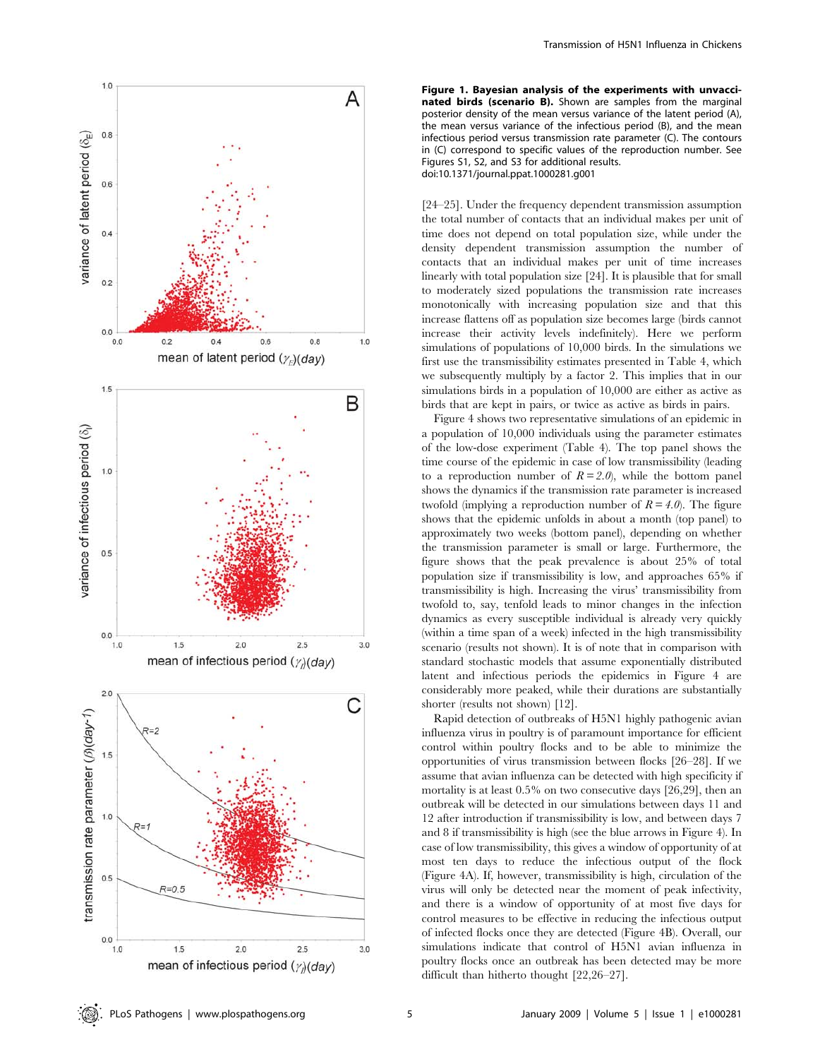**Figure 1. Bayesian analysis of the experiments with unvaccinated birds (scenario B).** Shown are samples from the marginal posterior density of the mean versus variance of the latent period (A), the mean versus variance of the infectious period (B), and the mean infectious period versus transmission rate parameter (C). The contours in (C) correspond to specific values of the reproduction number. See Figures S1, S2, and S3 for additional results.
doi:10.1371/journal.ppat.1000281.g001

[24–25]. Under the frequency dependent transmission assumption the total number of contacts that an individual makes per unit of time does not depend on total population size, while under the density dependent transmission assumption the number of contacts that an individual makes per unit of time increases linearly with total population size [24]. It is plausible that for small to moderately sized populations the transmission rate increases monotonically with increasing population size and that this increase flattens off as population size becomes large (birds cannot increase their activity levels indefinitely). Here we perform simulations of populations of 10,000 birds. In the simulations we first use the transmissibility estimates presented in Table 4, which we subsequently multiply by a factor 2. This implies that in our simulations birds in a population of 10,000 are either as active as birds that are kept in pairs, or twice as active as birds in pairs.

Figure 4 shows two representative simulations of an epidemic in a population of 10,000 individuals using the parameter estimates of the low-dose experiment (Table 4). The top panel shows the time course of the epidemic in case of low transmissibility (leading to a reproduction number of $R = 2.0$), while the bottom panel shows the dynamics if the transmission rate parameter is increased twofold (implying a reproduction number of $R = 4.0$). The figure shows that the epidemic unfolds in about a month (top panel) to approximately two weeks (bottom panel), depending on whether the transmission parameter is small or large. Furthermore, the figure shows that the peak prevalence is about 25% of total population size if transmissibility is low, and approaches 65% if transmissibility is high. Increasing the virus' transmissibility from twofold to, say, tenfold leads to minor changes in the infection dynamics as every susceptible individual is already very quickly (within a time span of a week) infected in the high transmissibility scenario (results not shown). It is of note that in comparison with standard stochastic models that assume exponentially distributed latent and infectious periods the epidemics in Figure 4 are considerably more peaked, while their durations are substantially shorter (results not shown) [12].

Rapid detection of outbreaks of H5N1 highly pathogenic avian influenza virus in poultry is of paramount importance for efficient control within poultry flocks and to be able to minimize the opportunities of virus transmission between flocks [26–28]. If we assume that avian influenza can be detected with high specificity if mortality is at least 0.5% on two consecutive days [26,29], then an outbreak will be detected in our simulations between days 11 and 12 after introduction if transmissibility is low, and between days 7 and 8 if transmissibility is high (see the blue arrows in Figure 4). In case of low transmissibility, this gives a window of opportunity of at most ten days to reduce the infectious output of the flock (Figure 4A). If, however, transmissibility is high, circulation of the virus will only be detected near the moment of peak infectivity, and there is a window of opportunity of at most five days for control measures to be effective in reducing the infectious output of infected flocks once they are detected (Figure 4B). Overall, our simulations indicate that control of H5N1 avian influenza in poultry flocks once an outbreak has been detected may be more difficult than hitherto thought [22,26–27].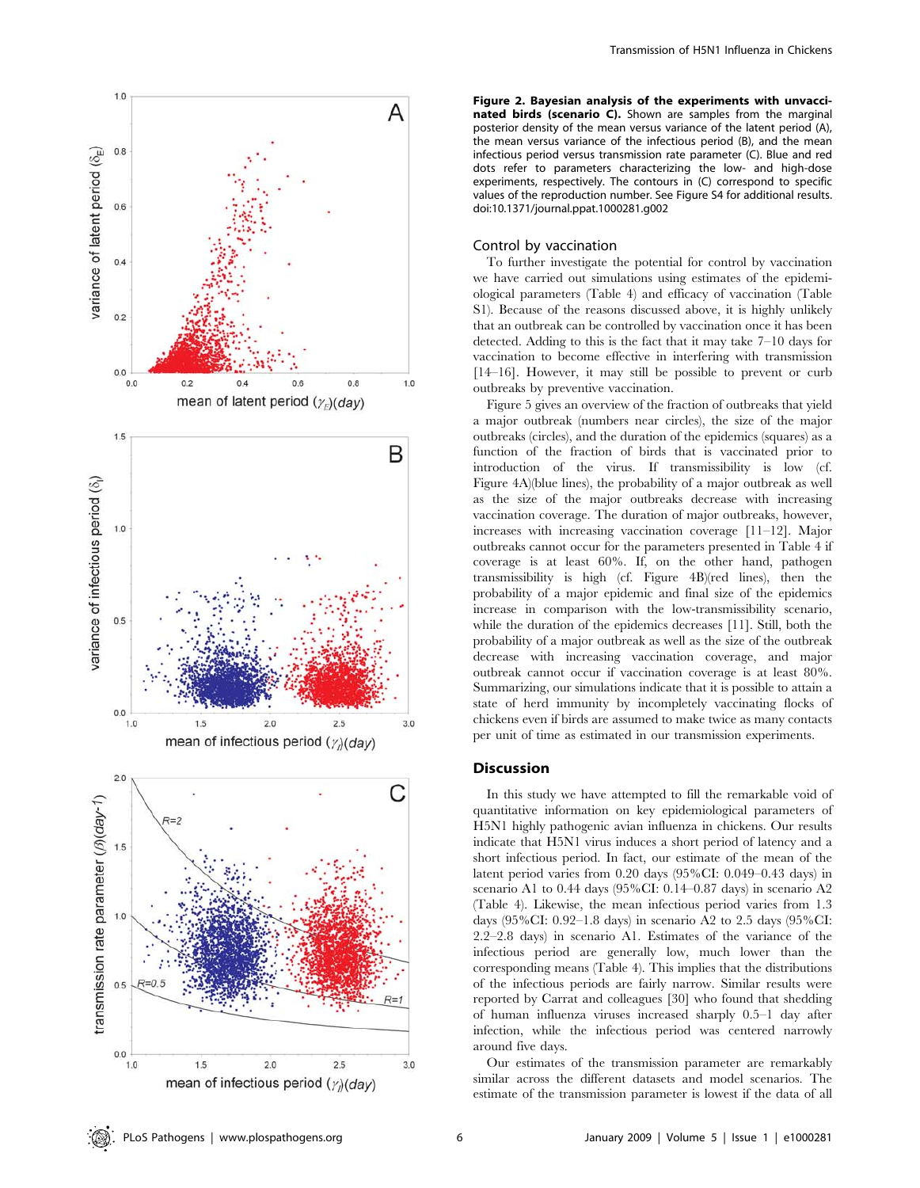**Figure 2. Bayesian analysis of the experiments with unvaccinated birds (scenario C).** Shown are samples from the marginal posterior density of the mean versus variance of the latent period (A), the mean versus variance of the infectious period (B), and the mean infectious period versus transmission rate parameter (C). Blue and red dots refer to parameters characterizing the low- and high-dose experiments, respectively. The contours in (C) correspond to specific values of the reproduction number. See Figure S4 for additional results. doi:10.1371/journal.ppat.1000281.g002

## Control by vaccination

To further investigate the potential for control by vaccination we have carried out simulations using estimates of the epidemiological parameters (Table 4) and efficacy of vaccination (Table S1). Because of the reasons discussed above, it is highly unlikely that an outbreak can be controlled by vaccination once it has been detected. Adding to this is the fact that it may take 7–10 days for vaccination to become effective in interfering with transmission [14–16]. However, it may still be possible to prevent or curb outbreaks by preventive vaccination.

Figure 5 gives an overview of the fraction of outbreaks that yield a major outbreak (numbers near circles), the size of the major outbreaks (circles), and the duration of the epidemics (squares) as a function of the fraction of birds that is vaccinated prior to introduction of the virus. If transmissibility is low (cf. Figure 4A)(blue lines), the probability of a major outbreak as well as the size of the major outbreaks decrease with increasing vaccination coverage. The duration of major outbreaks, however, increases with increasing vaccination coverage [11–12]. Major outbreaks cannot occur for the parameters presented in Table 4 if coverage is at least 60%. If, on the other hand, pathogen transmissibility is high (cf. Figure 4B)(red lines), then the probability of a major epidemic and final size of the epidemics increase in comparison with the low-transmissibility scenario, while the duration of the epidemics decreases [11]. Still, both the probability of a major outbreak as well as the size of the outbreak decrease with increasing vaccination coverage, and major outbreak cannot occur if vaccination coverage is at least 80%. Summarizing, our simulations indicate that it is possible to attain a state of herd immunity by incompletely vaccinating flocks of chickens even if birds are assumed to make twice as many contacts per unit of time as estimated in our transmission experiments.

# Discussion

In this study we have attempted to fill the remarkable void of quantitative information on key epidemiological parameters of H5N1 highly pathogenic avian influenza in chickens. Our results indicate that H5N1 virus induces a short period of latency and a short infectious period. In fact, our estimate of the mean of the latent period varies from 0.20 days (95%CI: 0.049–0.43 days) in scenario A1 to 0.44 days (95%CI: 0.14–0.87 days) in scenario A2 (Table 4). Likewise, the mean infectious period varies from 1.3 days (95%CI: 0.92–1.8 days) in scenario A2 to 2.5 days (95%CI: 2.2–2.8 days) in scenario A1. Estimates of the variance of the infectious period are generally low, much lower than the corresponding means (Table 4). This implies that the distributions of the infectious periods are fairly narrow. Similar results were reported by Carrat and colleagues [30] who found that shedding of human influenza viruses increased sharply 0.5–1 day after infection, while the infectious period was centered narrowly around five days.

Our estimates of the transmission parameter are remarkably similar across the different datasets and model scenarios. The estimate of the transmission parameter is lowest if the data of all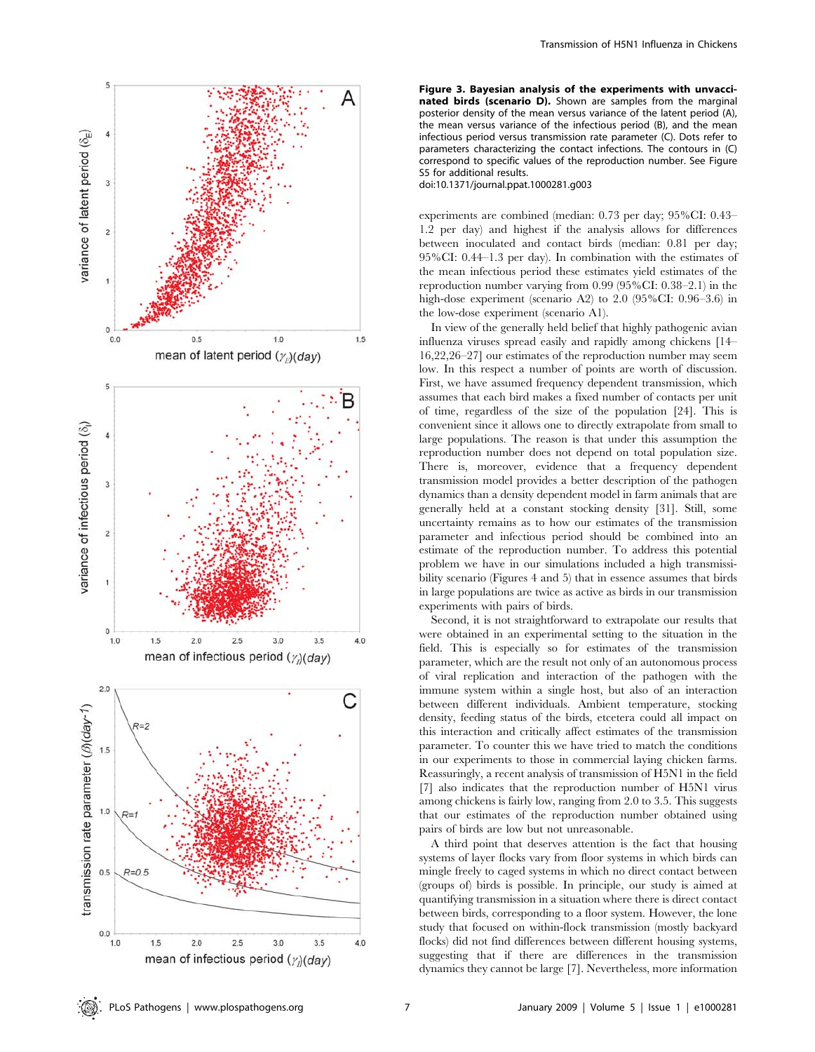**Figure 3. Bayesian analysis of the experiments with unvaccinated birds (scenario D).** Shown are samples from the marginal posterior density of the mean versus variance of the latent period (A), the mean versus variance of the infectious period (B), and the mean infectious period versus transmission rate parameter (C). Dots refer to parameters characterizing the contact infections. The contours in (C) correspond to specific values of the reproduction number. See Figure S5 for additional results.
doi:10.1371/journal.ppat.1000281.g003

experiments are combined (median: 0.73 per day; 95%CI: 0.43–1.2 per day) and highest if the analysis allows for differences between inoculated and contact birds (median: 0.81 per day; 95%CI: 0.44–1.3 per day). In combination with the estimates of the mean infectious period these estimates yield estimates of the reproduction number varying from 0.99 (95%CI: 0.38–2.1) in the high-dose experiment (scenario A2) to 2.0 (95%CI: 0.96–3.6) in the low-dose experiment (scenario A1).

In view of the generally held belief that highly pathogenic avian influenza viruses spread easily and rapidly among chickens [14–16,22,26–27] our estimates of the reproduction number may seem low. In this respect a number of points are worth of discussion. First, we have assumed frequency dependent transmission, which assumes that each bird makes a fixed number of contacts per unit of time, regardless of the size of the population [24]. This is convenient since it allows one to directly extrapolate from small to large populations. The reason is that under this assumption the reproduction number does not depend on total population size. There is, moreover, evidence that a frequency dependent transmission model provides a better description of the pathogen dynamics than a density dependent model in farm animals that are generally held at a constant stocking density [31]. Still, some uncertainty remains as to how our estimates of the transmission parameter and infectious period should be combined into an estimate of the reproduction number. To address this potential problem we have in our simulations included a high transmissibility scenario (Figures 4 and 5) that in essence assumes that birds in large populations are twice as active as birds in our transmission experiments with pairs of birds.

Second, it is not straightforward to extrapolate our results that were obtained in an experimental setting to the situation in the field. This is especially so for estimates of the transmission parameter, which are the result not only of an autonomous process of viral replication and interaction of the pathogen with the immune system within a single host, but also of an interaction between different individuals. Ambient temperature, stocking density, feeding status of the birds, etcetera could all impact on this interaction and critically affect estimates of the transmission parameter. To counter this we have tried to match the conditions in our experiments to those in commercial laying chicken farms. Reassuringly, a recent analysis of transmission of H5N1 in the field [7] also indicates that the reproduction number of H5N1 virus among chickens is fairly low, ranging from 2.0 to 3.5. This suggests that our estimates of the reproduction number obtained using pairs of birds are low but not unreasonable.

A third point that deserves attention is the fact that housing systems of layer flocks vary from floor systems in which birds can mingle freely to caged systems in which no direct contact between (groups of) birds is possible. In principle, our study is aimed at quantifying transmission in a situation where there is direct contact between birds, corresponding to a floor system. However, the lone study that focused on within-flock transmission (mostly backyard flocks) did not find differences between different housing systems, suggesting that if there are differences in the transmission dynamics they cannot be large [7]. Nevertheless, more information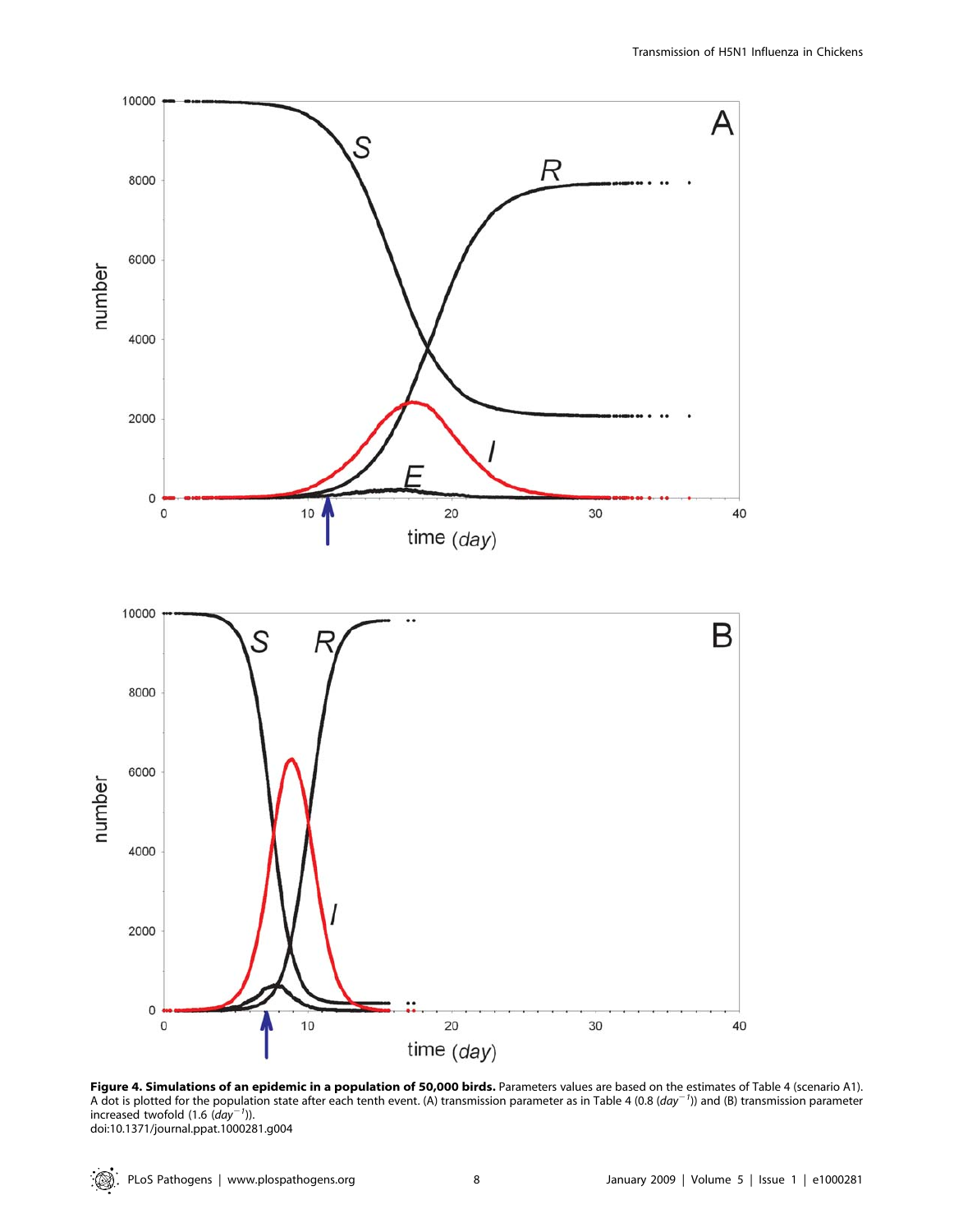**Figure 4. Simulations of an epidemic in a population of 50,000 birds.** Parameters values are based on the estimates of Table 4 (scenario A1). A dot is plotted for the population state after each tenth event. (A) transmission parameter as in Table 4 (0.8 ($day^{-1}$)) and (B) transmission parameter increased twofold (1.6 ($day^{-1}$)).

doi:10.1371/journal.ppat.1000281.g004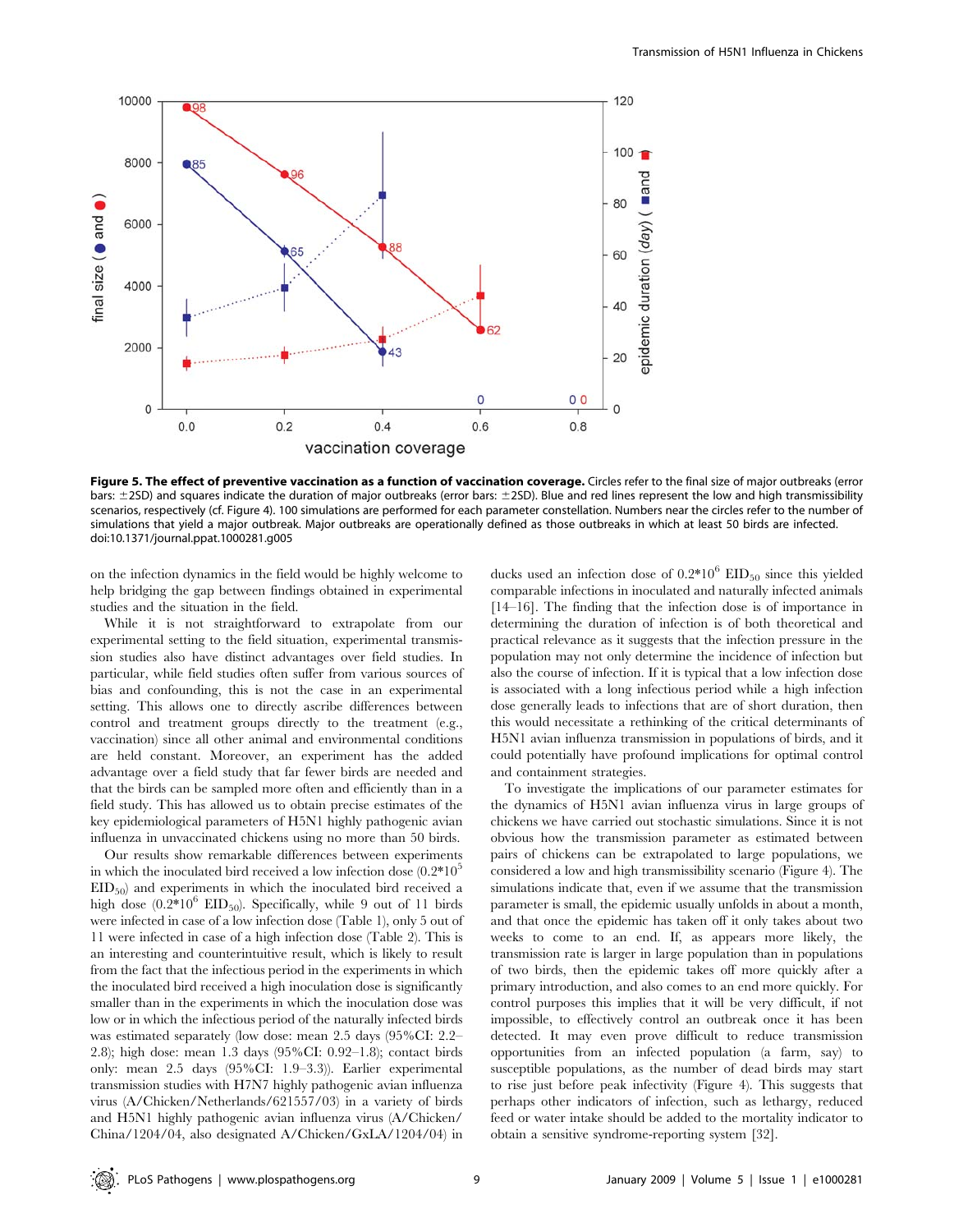**Figure 5. The effect of preventive vaccination as a function of vaccination coverage.** Circles refer to the final size of major outbreaks (error bars: ±2SD) and squares indicate the duration of major outbreaks (error bars: ±2SD). Blue and red lines represent the low and high transmissibility scenarios, respectively (cf. Figure 4). 100 simulations are performed for each parameter constellation. Numbers near the circles refer to the number of simulations that yield a major outbreak. Major outbreaks are operationally defined as those outbreaks in which at least 50 birds are infected.
doi:10.1371/journal.ppat.1000281.g005

on the infection dynamics in the field would be highly welcome to help bridging the gap between findings obtained in experimental studies and the situation in the field.

While it is not straightforward to extrapolate from our experimental setting to the field situation, experimental transmission studies also have distinct advantages over field studies. In particular, while field studies often suffer from various sources of bias and confounding, this is not the case in an experimental setting. This allows one to directly ascribe differences between control and treatment groups directly to the treatment (e.g., vaccination) since all other animal and environmental conditions are held constant. Moreover, an experiment has the added advantage over a field study that far fewer birds are needed and that the birds can be sampled more often and efficiently than in a field study. This has allowed us to obtain precise estimates of the key epidemiological parameters of H5N1 highly pathogenic avian influenza in unvaccinated chickens using no more than 50 birds.

Our results show remarkable differences between experiments in which the inoculated bird received a low infection dose ($0.2*10^5$ $EID_{50}$) and experiments in which the inoculated bird received a high dose ($0.2*10^6$ $EID_{50}$). Specifically, while 9 out of 11 birds were infected in case of a low infection dose (Table 1), only 5 out of 11 were infected in case of a high infection dose (Table 2). This is an interesting and counterintuitive result, which is likely to result from the fact that the infectious period in the experiments in which the inoculated bird received a high inoculation dose is significantly smaller than in the experiments in which the inoculation dose was low or in which the infectious period of the naturally infected birds was estimated separately (low dose: mean 2.5 days (95%CI: 2.2–2.8); high dose: mean 1.3 days (95%CI: 0.92–1.8); contact birds only: mean 2.5 days (95%CI: 1.9–3.3)). Earlier experimental transmission studies with H7N7 highly pathogenic avian influenza virus (A/Chicken/Netherlands/621557/03) in a variety of birds and H5N1 highly pathogenic avian influenza virus (A/Chicken/China/1204/04, also designated A/Chicken/GxLA/1204/04) in ducks used an infection dose of $0.2*10^6$ $EID_{50}$ since this yielded comparable infections in inoculated and naturally infected animals [14–16]. The finding that the infection dose is of importance in determining the duration of infection is of both theoretical and practical relevance as it suggests that the infection pressure in the population may not only determine the incidence of infection but also the course of infection. If it is typical that a low infection dose is associated with a long infectious period while a high infection dose generally leads to infections that are of short duration, then this would necessitate a rethinking of the critical determinants of H5N1 avian influenza transmission in populations of birds, and it could potentially have profound implications for optimal control and containment strategies.

To investigate the implications of our parameter estimates for the dynamics of H5N1 avian influenza virus in large groups of chickens we have carried out stochastic simulations. Since it is not obvious how the transmission parameter as estimated between pairs of chickens can be extrapolated to large populations, we considered a low and high transmissibility scenario (Figure 4). The simulations indicate that, even if we assume that the transmission parameter is small, the epidemic usually unfolds in about a month, and that once the epidemic has taken off it only takes about two weeks to come to an end. If, as appears more likely, the transmission rate is larger in large population than in populations of two birds, then the epidemic takes off more quickly after a primary introduction, and also comes to an end more quickly. For control purposes this implies that it will be very difficult, if not impossible, to effectively control an outbreak once it has been detected. It may even prove difficult to reduce transmission opportunities from an infected population (a farm, say) to susceptible populations, as the number of dead birds may start to rise just before peak infectivity (Figure 4). This suggests that perhaps other indicators of infection, such as lethargy, reduced feed or water intake should be added to the mortality indicator to obtain a sensitive syndrome-reporting system [32].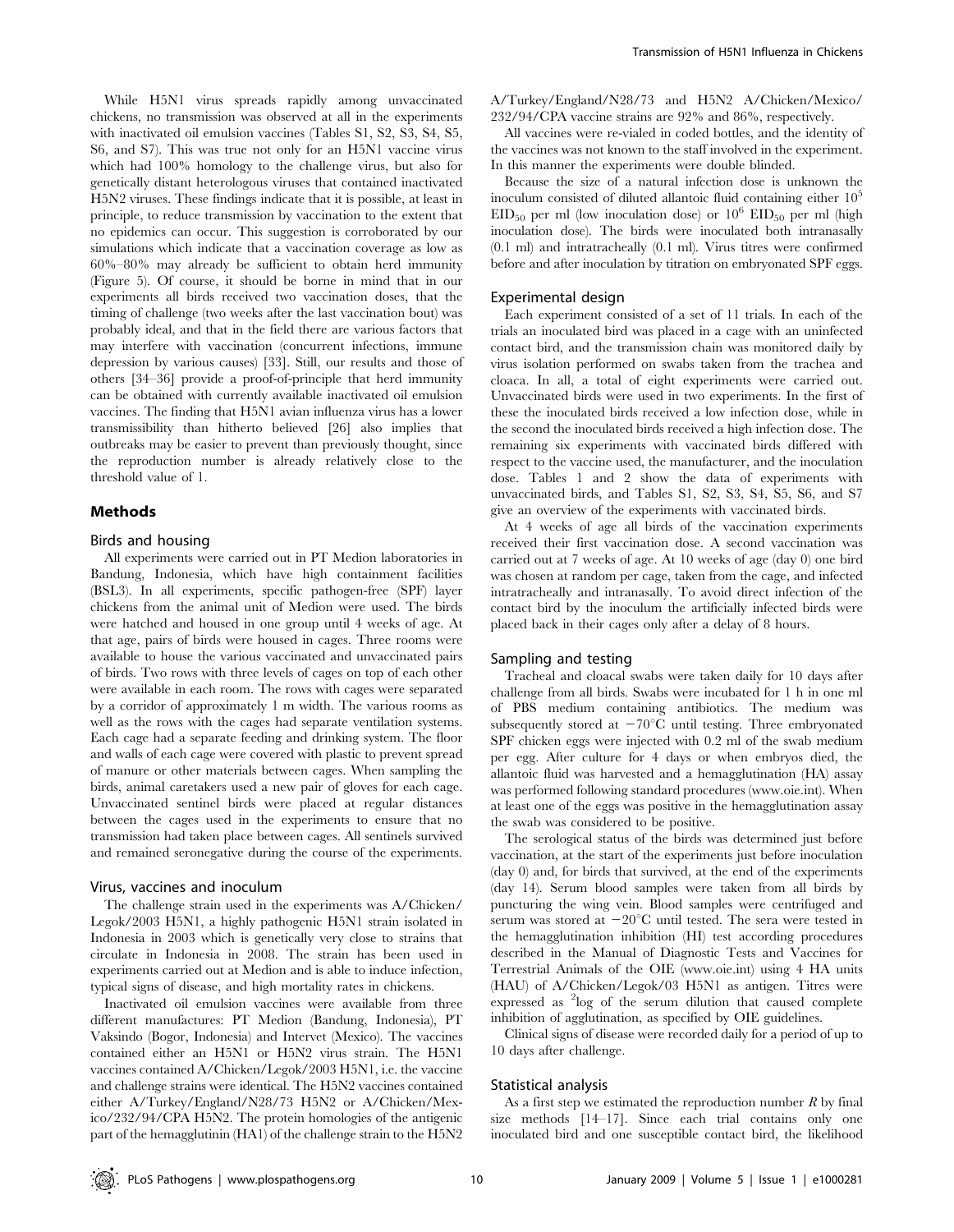While H5N1 virus spreads rapidly among unvaccinated chickens, no transmission was observed at all in the experiments with inactivated oil emulsion vaccines (Tables S1, S2, S3, S4, S5, S6, and S7). This was true not only for an H5N1 vaccine virus which had 100% homology to the challenge virus, but also for genetically distant heterologous viruses that contained inactivated H5N2 viruses. These findings indicate that it is possible, at least in principle, to reduce transmission by vaccination to the extent that no epidemics can occur. This suggestion is corroborated by our simulations which indicate that a vaccination coverage as low as 60%–80% may already be sufficient to obtain herd immunity (Figure 5). Of course, it should be borne in mind that in our experiments all birds received two vaccination doses, that the timing of challenge (two weeks after the last vaccination bout) was probably ideal, and that in the field there are various factors that may interfere with vaccination (concurrent infections, immune depression by various causes) [33]. Still, our results and those of others [34–36] provide a proof-of-principle that herd immunity can be obtained with currently available inactivated oil emulsion vaccines. The finding that H5N1 avian influenza virus has a lower transmissibility than hitherto believed [26] also implies that outbreaks may be easier to prevent than previously thought, since the reproduction number is already relatively close to the threshold value of 1.

## Methods

### Birds and housing

All experiments were carried out in PT Medion laboratories in Bandung, Indonesia, which have high containment facilities (BSL3). In all experiments, specific pathogen-free (SPF) layer chickens from the animal unit of Medion were used. The birds were hatched and housed in one group until 4 weeks of age. At that age, pairs of birds were housed in cages. Three rooms were available to house the various vaccinated and unvaccinated pairs of birds. Two rows with three levels of cages on top of each other were available in each room. The rows with cages were separated by a corridor of approximately 1 m width. The various rooms as well as the rows with the cages had separate ventilation systems. Each cage had a separate feeding and drinking system. The floor and walls of each cage were covered with plastic to prevent spread of manure or other materials between cages. When sampling the birds, animal caretakers used a new pair of gloves for each cage. Unvaccinated sentinel birds were placed at regular distances between the cages used in the experiments to ensure that no transmission had taken place between cages. All sentinels survived and remained seronegative during the course of the experiments.

### Virus, vaccines and inoculum

The challenge strain used in the experiments was A/Chicken/Legok/2003 H5N1, a highly pathogenic H5N1 strain isolated in Indonesia in 2003 which is genetically very close to strains that circulate in Indonesia in 2008. The strain has been used in experiments carried out at Medion and is able to induce infection, typical signs of disease, and high mortality rates in chickens.

Inactivated oil emulsion vaccines were available from three different manufactures: PT Medion (Bandung, Indonesia), PT Vaksindo (Bogor, Indonesia) and Intervet (Mexico). The vaccines contained either an H5N1 or H5N2 virus strain. The H5N1 vaccines contained A/Chicken/Legok/2003 H5N1, i.e. the vaccine and challenge strains were identical. The H5N2 vaccines contained either A/Turkey/England/N28/73 H5N2 or A/Chicken/Mexico/232/94/CPA H5N2. The protein homologies of the antigenic part of the hemagglutinin (HA1) of the challenge strain to the H5N2 A/Turkey/England/N28/73 and H5N2 A/Chicken/Mexico/232/94/CPA vaccine strains are 92% and 86%, respectively.

All vaccines were re-vialed in coded bottles, and the identity of the vaccines was not known to the staff involved in the experiment. In this manner the experiments were double blinded.

Because the size of a natural infection dose is unknown the inoculum consisted of diluted allantoic fluid containing either $10^5$ $EID_{50}$ per ml (low inoculation dose) or $10^6$ $EID_{50}$ per ml (high inoculation dose). The birds were inoculated both intranasally (0.1 ml) and intratracheally (0.1 ml). Virus titres were confirmed before and after inoculation by titration on embryonated SPF eggs.

### Experimental design

Each experiment consisted of a set of 11 trials. In each of the trials an inoculated bird was placed in a cage with an uninfected contact bird, and the transmission chain was monitored daily by virus isolation performed on swabs taken from the trachea and cloaca. In all, a total of eight experiments were carried out. Unvaccinated birds were used in two experiments. In the first of these the inoculated birds received a low infection dose, while in the second the inoculated birds received a high infection dose. The remaining six experiments with vaccinated birds differed with respect to the vaccine used, the manufacturer, and the inoculation dose. Tables 1 and 2 show the data of experiments with unvaccinated birds, and Tables S1, S2, S3, S4, S5, S6, and S7 give an overview of the experiments with vaccinated birds.

At 4 weeks of age all birds of the vaccination experiments received their first vaccination dose. A second vaccination was carried out at 7 weeks of age. At 10 weeks of age (day 0) one bird was chosen at random per cage, taken from the cage, and infected intratracheally and intranasally. To avoid direct infection of the contact bird by the inoculum the artificially infected birds were placed back in their cages only after a delay of 8 hours.

### Sampling and testing

Tracheal and cloacal swabs were taken daily for 10 days after challenge from all birds. Swabs were incubated for 1 h in one ml of PBS medium containing antibiotics. The medium was subsequently stored at $-70^{\circ}$C until testing. Three embryonated SPF chicken eggs were injected with 0.2 ml of the swab medium per egg. After culture for 4 days or when embryos died, the allantoic fluid was harvested and a hemagglutination (HA) assay was performed following standard procedures (www.oie.int). When at least one of the eggs was positive in the hemagglutination assay the swab was considered to be positive.

The serological status of the birds was determined just before vaccination, at the start of the experiments just before inoculation (day 0) and, for birds that survived, at the end of the experiments (day 14). Serum blood samples were taken from all birds by puncturing the wing vein. Blood samples were centrifuged and serum was stored at $-20^{\circ}$C until tested. The sera were tested in the hemagglutination inhibition (HI) test according procedures described in the Manual of Diagnostic Tests and Vaccines for Terrestrial Animals of the OIE (www.oie.int) using 4 HA units (HAU) of A/Chicken/Legok/03 H5N1 as antigen. Titres were expressed as $^2$log of the serum dilution that caused complete inhibition of agglutination, as specified by OIE guidelines.

Clinical signs of disease were recorded daily for a period of up to 10 days after challenge.

### Statistical analysis

As a first step we estimated the reproduction number $R$ by final size methods [14–17]. Since each trial contains only one inoculated bird and one susceptible contact bird, the likelihood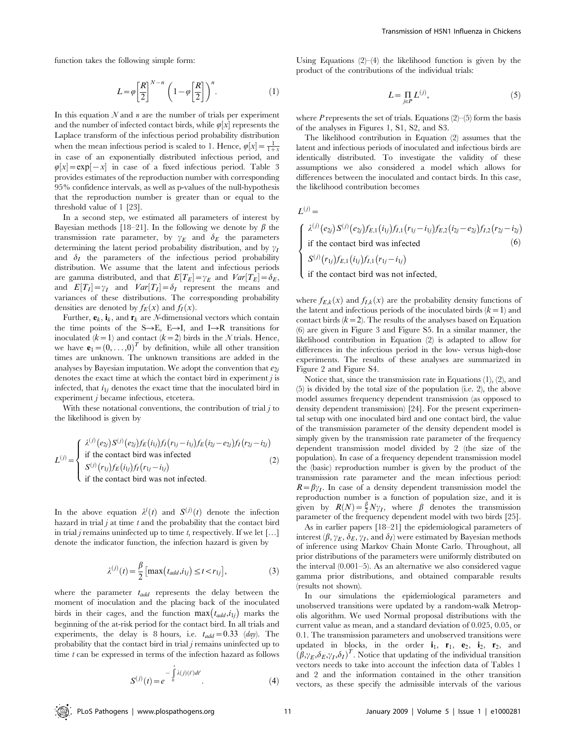function takes the following simple form:

$$L = \varphi\left[\frac{R}{2}\right]^{N-n}\left(1-\varphi\left[\frac{R}{2}\right]\right)^{n}. \tag{1}$$

In this equation $N$ and $n$ are the number of trials per experiment and the number of infected contact birds, while $\varphi[x]$ represents the Laplace transform of the infectious period probability distribution when the mean infectious period is scaled to 1. Hence, $\varphi[x]=\frac{1}{1+x}$ in case of an exponentially distributed infectious period, and $\varphi[x]=\exp[-x]$ in case of a fixed infectious period. Table 3 provides estimates of the reproduction number with corresponding 95% confidence intervals, as well as p-values of the null-hypothesis that the reproduction number is greater than or equal to the threshold value of 1 [23].

In a second step, we estimated all parameters of interest by Bayesian methods [18–21]. In the following we denote by $\beta$ the transmission rate parameter, by $\gamma_E$ and $\delta_E$ the parameters determining the latent period probability distribution, and by $\gamma_I$ and $\delta_I$ the parameters of the infectious period probability distribution. We assume that the latent and infectious periods are gamma distributed, and that $E[T_E]=\gamma_E$ and $Var[T_E]=\delta_E$, and $E[T_I]=\gamma_I$ and $Var[T_I]=\delta_I$ represent the means and variances of these distributions. The corresponding probability densities are denoted by $f_E(x)$ and $f_I(x)$.

Further, $\mathbf{e}_k$, $\mathbf{i}_k$, and $\mathbf{r}_k$ are $N$-dimensional vectors which contain the time points of the S→E, E→I, and I→R transitions for inoculated ($k=1$) and contact ($k=2$) birds in the $N$ trials. Hence, we have $\mathbf{e}_1=(0,\ldots,0)^T$ by definition, while all other transition times are unknown. The unknown transitions are added in the analyses by Bayesian imputation. We adopt the convention that $e_{2j}$ denotes the exact time at which the contact bird in experiment $j$ is infected, that $i_{1j}$ denotes the exact time that the inoculated bird in experiment $j$ became infectious, etcetera.

With these notational conventions, the contribution of trial $j$ to the likelihood is given by

$$L^{(j)}=\begin{cases}\lambda^{(j)}(e_{2j})S^{(j)}(e_{2j})f_E(i_{1j})f_I(r_{1j}-i_{1j})f_E(i_{2j}-e_{2j})f_I(r_{2j}-i_{2j}) \\ \text{if the contact bird was infected} \\ S^{(j)}(r_{1j})f_E(i_{1j})f_I(r_{1j}-i_{1j}) \\ \text{if the contact bird was not infected.}\end{cases} \tag{2}$$

In the above equation $\lambda^{j}(t)$ and $S^{(j)}(t)$ denote the infection hazard in trial $j$ at time $t$ and the probability that the contact bird in trial $j$ remains uninfected up to time $t$, respectively. If we let [...] denote the indicator function, the infection hazard is given by

$$\lambda^{(j)}(t)=\frac{\beta}{2}\left[\max(t_{add},i_{1j})\le t<r_{1j}\right], \tag{3}$$

where the parameter $t_{add}$ represents the delay between the moment of inoculation and the placing back of the inoculated birds in their cages, and the function $\max(t_{add},i_{1j})$ marks the beginning of the at-risk period for the contact bird. In all trials and experiments, the delay is 8 hours, i.e. $t_{add}=0.33$ (*day*). The probability that the contact bird in trial $j$ remains uninfected up to time $t$ can be expressed in terms of the infection hazard as follows

$$S^{(j)}(t)=e^{-\int_0^t \lambda(j)(t')dt'}. \tag{4}$$

Using Equations (2)–(4) the likelihood function is given by the product of the contributions of the individual trials:

$$L=\prod_{j\in P}L^{(j)}, \tag{5}$$

where $P$ represents the set of trials. Equations (2)–(5) form the basis of the analyses in Figures 1, S1, S2, and S3.

The likelihood contribution in Equation (2) assumes that the latent and infectious periods of inoculated and infectious birds are identically distributed. To investigate the validity of these assumptions we also considered a model which allows for differences between the inoculated and contact birds. In this case, the likelihood contribution becomes

$$L^{(j)}=\begin{cases}\lambda^{(j)}(e_{2j})S^{(j)}(e_{2j})f_{E,1}(i_{1j})f_{I,1}(r_{1j}-i_{1j})f_{E,2}(i_{2j}-e_{2j})f_{I,2}(r_{2j}-i_{2j}) \\ \text{if the contact bird was infected} \\ S^{(j)}(r_{1j})f_{E,1}(i_{1j})f_{I,1}(r_{1j}-i_{1j}) \\ \text{if the contact bird was not infected,}\end{cases} \tag{6}$$

where $f_{E,k}(x)$ and $f_{I,k}(x)$ are the probability density functions of the latent and infectious periods of the inoculated birds ($k=1$) and contact birds ($k=2$). The results of the analyses based on Equation (6) are given in Figure 3 and Figure S5. In a similar manner, the likelihood contribution in Equation (2) is adapted to allow for differences in the infectious period in the low- versus high-dose experiments. The results of these analyses are summarized in Figure 2 and Figure S4.

Notice that, since the transmission rate in Equations (1), (2), and (5) is divided by the total size of the population (i.e. 2), the above model assumes frequency dependent transmission (as opposed to density dependent transmission) [24]. For the present experimental setup with one inoculated bird and one contact bird, the value of the transmission parameter of the density dependent model is simply given by the transmission rate parameter of the frequency dependent transmission model divided by 2 (the size of the population). In case of a frequency dependent transmission model the (basic) reproduction number is given by the product of the transmission rate parameter and the mean infectious period: $R=\beta\gamma_I$. In case of a density dependent transmission model the reproduction number is a function of population size, and it is given by $R(N)=\frac{\beta}{2}N\gamma_I$, where $\beta$ denotes the transmission parameter of the frequency dependent model with two birds [25].

As in earlier papers [18–21] the epidemiological parameters of interest ($\beta$, $\gamma_E$, $\delta_E$, $\gamma_I$, and $\delta_I$) were estimated by Bayesian methods of inference using Markov Chain Monte Carlo. Throughout, all prior distributions of the parameters were uniformly distributed on the interval (0.001–5). As an alternative we also considered vague gamma prior distributions, and obtained comparable results (results not shown).

In our simulations the epidemiological parameters and unobserved transitions were updated by a random-walk Metropolis algorithm. We used Normal proposal distributions with the current value as mean, and a standard deviation of 0.025, 0.05, or 0.1. The transmission parameters and unobserved transitions were updated in blocks, in the order $\mathbf{i}_1$, $\mathbf{r}_1$, $\mathbf{e}_2$, $\mathbf{i}_2$, $\mathbf{r}_2$, and $(\beta,\gamma_E,\delta_E,\gamma_I,\delta_I)^T$. Notice that updating of the individual transition vectors needs to take into account the infection data of Tables 1 and 2 and the information contained in the other transition vectors, as these specify the admissible intervals of the various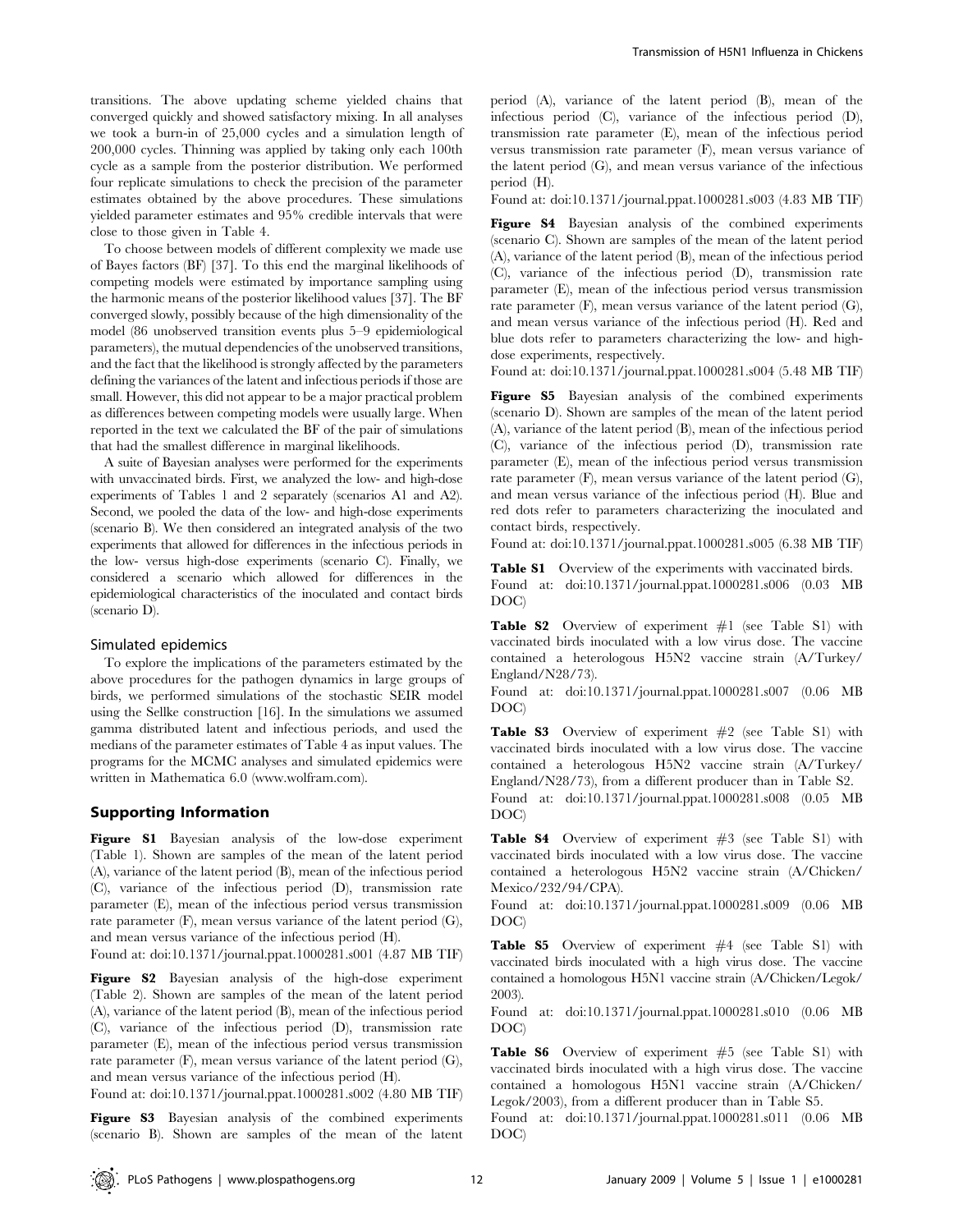transitions. The above updating scheme yielded chains that converged quickly and showed satisfactory mixing. In all analyses we took a burn-in of 25,000 cycles and a simulation length of 200,000 cycles. Thinning was applied by taking only each 100th cycle as a sample from the posterior distribution. We performed four replicate simulations to check the precision of the parameter estimates obtained by the above procedures. These simulations yielded parameter estimates and 95% credible intervals that were close to those given in Table 4.

To choose between models of different complexity we made use of Bayes factors (BF) [37]. To this end the marginal likelihoods of competing models were estimated by importance sampling using the harmonic means of the posterior likelihood values [37]. The BF converged slowly, possibly because of the high dimensionality of the model (86 unobserved transition events plus 5–9 epidemiological parameters), the mutual dependencies of the unobserved transitions, and the fact that the likelihood is strongly affected by the parameters defining the variances of the latent and infectious periods if those are small. However, this did not appear to be a major practical problem as differences between competing models were usually large. When reported in the text we calculated the BF of the pair of simulations that had the smallest difference in marginal likelihoods.

A suite of Bayesian analyses were performed for the experiments with unvaccinated birds. First, we analyzed the low- and high-dose experiments of Tables 1 and 2 separately (scenarios A1 and A2). Second, we pooled the data of the low- and high-dose experiments (scenario B). We then considered an integrated analysis of the two experiments that allowed for differences in the infectious periods in the low- versus high-dose experiments (scenario C). Finally, we considered a scenario which allowed for differences in the epidemiological characteristics of the inoculated and contact birds (scenario D).

### Simulated epidemics

To explore the implications of the parameters estimated by the above procedures for the pathogen dynamics in large groups of birds, we performed simulations of the stochastic SEIR model using the Sellke construction [16]. In the simulations we assumed gamma distributed latent and infectious periods, and used the medians of the parameter estimates of Table 4 as input values. The programs for the MCMC analyses and simulated epidemics were written in Mathematica 6.0 (www.wolfram.com).

## Supporting Information

**Figure S1** Bayesian analysis of the low-dose experiment (Table 1). Shown are samples of the mean of the latent period (A), variance of the latent period (B), mean of the infectious period (C), variance of the infectious period (D), transmission rate parameter (E), mean of the infectious period versus transmission rate parameter (F), mean versus variance of the latent period (G), and mean versus variance of the infectious period (H).

Found at: doi:10.1371/journal.ppat.1000281.s001 (4.87 MB TIF)

**Figure S2** Bayesian analysis of the high-dose experiment (Table 2). Shown are samples of the mean of the latent period (A), variance of the latent period (B), mean of the infectious period (C), variance of the infectious period (D), transmission rate parameter (E), mean of the infectious period versus transmission rate parameter (F), mean versus variance of the latent period (G), and mean versus variance of the infectious period (H).

Found at: doi:10.1371/journal.ppat.1000281.s002 (4.80 MB TIF)

**Figure S3** Bayesian analysis of the combined experiments (scenario B). Shown are samples of the mean of the latent period (A), variance of the latent period (B), mean of the infectious period (C), variance of the infectious period (D), transmission rate parameter (E), mean of the infectious period versus transmission rate parameter (F), mean versus variance of the latent period (G), and mean versus variance of the infectious period (H).

Found at: doi:10.1371/journal.ppat.1000281.s003 (4.83 MB TIF)

**Figure S4** Bayesian analysis of the combined experiments (scenario C). Shown are samples of the mean of the latent period (A), variance of the latent period (B), mean of the infectious period (C), variance of the infectious period (D), transmission rate parameter (E), mean of the infectious period versus transmission rate parameter (F), mean versus variance of the latent period (G), and mean versus variance of the infectious period (H). Red and blue dots refer to parameters characterizing the low- and high-dose experiments, respectively.

Found at: doi:10.1371/journal.ppat.1000281.s004 (5.48 MB TIF)

**Figure S5** Bayesian analysis of the combined experiments (scenario D). Shown are samples of the mean of the latent period (A), variance of the latent period (B), mean of the infectious period (C), variance of the infectious period (D), transmission rate parameter (E), mean of the infectious period versus transmission rate parameter (F), mean versus variance of the latent period (G), and mean versus variance of the infectious period (H). Blue and red dots refer to parameters characterizing the inoculated and contact birds, respectively.

Found at: doi:10.1371/journal.ppat.1000281.s005 (6.38 MB TIF)

**Table S1** Overview of the experiments with vaccinated birds.

Found at: doi:10.1371/journal.ppat.1000281.s006 (0.03 MB DOC)

**Table S2** Overview of experiment #1 (see Table S1) with vaccinated birds inoculated with a low virus dose. The vaccine contained a heterologous H5N2 vaccine strain (A/Turkey/England/N28/73).

Found at: doi:10.1371/journal.ppat.1000281.s007 (0.06 MB DOC)

**Table S3** Overview of experiment #2 (see Table S1) with vaccinated birds inoculated with a low virus dose. The vaccine contained a heterologous H5N2 vaccine strain (A/Turkey/England/N28/73), from a different producer than in Table S2.

Found at: doi:10.1371/journal.ppat.1000281.s008 (0.05 MB DOC)

**Table S4** Overview of experiment #3 (see Table S1) with vaccinated birds inoculated with a low virus dose. The vaccine contained a heterologous H5N2 vaccine strain (A/Chicken/Mexico/232/94/CPA).

Found at: doi:10.1371/journal.ppat.1000281.s009 (0.06 MB DOC)

**Table S5** Overview of experiment #4 (see Table S1) with vaccinated birds inoculated with a high virus dose. The vaccine contained a homologous H5N1 vaccine strain (A/Chicken/Legok/2003).

Found at: doi:10.1371/journal.ppat.1000281.s010 (0.06 MB DOC)

**Table S6** Overview of experiment #5 (see Table S1) with vaccinated birds inoculated with a high virus dose. The vaccine contained a homologous H5N1 vaccine strain (A/Chicken/Legok/2003), from a different producer than in Table S5.

Found at: doi:10.1371/journal.ppat.1000281.s011 (0.06 MB DOC)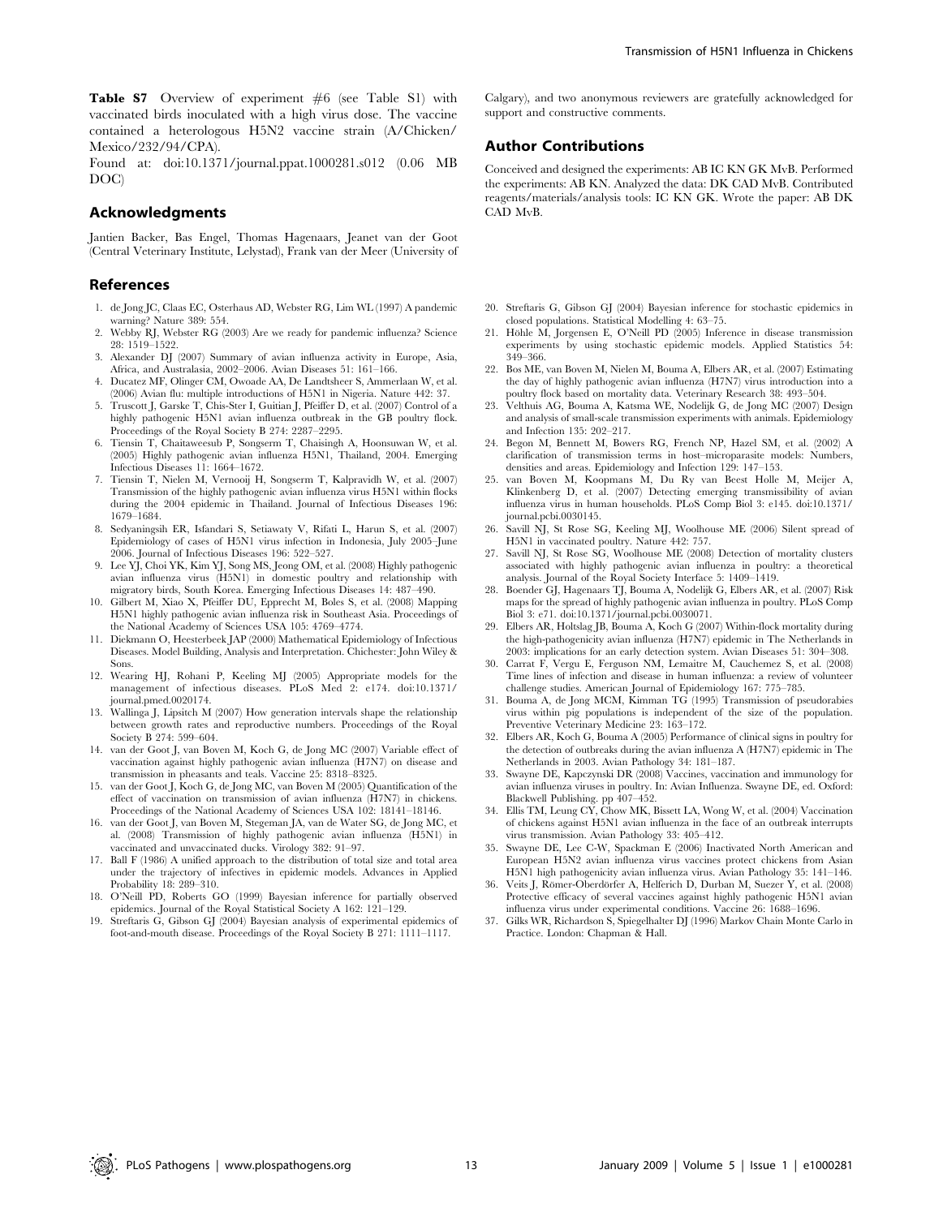**Table S7** Overview of experiment #6 (see Table S1) with vaccinated birds inoculated with a high virus dose. The vaccine contained a heterologous H5N2 vaccine strain (A/Chicken/Mexico/232/94/CPA).

Found at: doi:10.1371/journal.ppat.1000281.s012 (0.06 MB DOC)

## Acknowledgments

Jantien Backer, Bas Engel, Thomas Hagenaars, Jeanet van der Goot (Central Veterinary Institute, Lelystad), Frank van der Meer (University of Calgary), and two anonymous reviewers are gratefully acknowledged for support and constructive comments.

## Author Contributions

Conceived and designed the experiments: AB IC KN GK MvB. Performed the experiments: AB KN. Analyzed the data: DK CAD MvB. Contributed reagents/materials/analysis tools: IC KN GK. Wrote the paper: AB DK CAD MvB.

## References

1. de Jong JC, Claas EC, Osterhaus AD, Webster RG, Lim WL (1997) A pandemic warning? Nature 389: 554.
2. Webby RJ, Webster RG (2003) Are we ready for pandemic influenza? Science 28: 1519–1522.
3. Alexander DJ (2007) Summary of avian influenza activity in Europe, Asia, Africa, and Australasia, 2002–2006. Avian Diseases 51: 161–166.
4. Ducatez MF, Olinger CM, Owoade AA, De Landtsheer S, Ammerlaan W, et al. (2006) Avian flu: multiple introductions of H5N1 in Nigeria. Nature 442: 37.
5. Truscott J, Garske T, Chis-Ster I, Guitian J, Pfeiffer D, et al. (2007) Control of a highly pathogenic H5N1 avian influenza outbreak in the GB poultry flock. Proceedings of the Royal Society B 274: 2287–2295.
6. Tiensin T, Chaitaweesub P, Songserm T, Chaisingh A, Hoonsuwan W, et al. (2005) Highly pathogenic avian influenza H5N1, Thailand, 2004. Emerging Infectious Diseases 11: 1664–1672.
7. Tiensin T, Nielen M, Vernooij H, Songserm T, Kalpravidh W, et al. (2007) Transmission of the highly pathogenic avian influenza virus H5N1 within flocks during the 2004 epidemic in Thailand. Journal of Infectious Diseases 196: 1679–1684.
8. Sedyaningsih ER, Isfandari S, Setiawaty V, Rifati L, Harun S, et al. (2007) Epidemiology of cases of H5N1 virus infection in Indonesia, July 2005–June 2006. Journal of Infectious Diseases 196: 522–527.
9. Lee YJ, Choi YK, Kim YJ, Song MS, Jeong OM, et al. (2008) Highly pathogenic avian influenza virus (H5N1) in domestic poultry and relationship with migratory birds, South Korea. Emerging Infectious Diseases 14: 487–490.
10. Gilbert M, Xiao X, Pfeiffer DU, Epprecht M, Boles S, et al. (2008) Mapping H5N1 highly pathogenic avian influenza risk in Southeast Asia. Proceedings of the National Academy of Sciences USA 105: 4769–4774.
11. Diekmann O, Heesterbeek JAP (2000) Mathematical Epidemiology of Infectious Diseases. Model Building, Analysis and Interpretation. Chichester: John Wiley & Sons.
12. Wearing HJ, Rohani P, Keeling MJ (2005) Appropriate models for the management of infectious diseases. PLoS Med 2: e174. doi:10.1371/journal.pmed.0020174.
13. Wallinga J, Lipsitch M (2007) How generation intervals shape the relationship between growth rates and reproductive numbers. Proceedings of the Royal Society B 274: 599–604.
14. van der Goot J, van Boven M, Koch G, de Jong MC (2007) Variable effect of vaccination against highly pathogenic avian influenza (H7N7) on disease and transmission in pheasants and teals. Vaccine 25: 8318–8325.
15. van der Goot J, Koch G, de Jong MC, van Boven M (2005) Quantification of the effect of vaccination on transmission of avian influenza (H7N7) in chickens. Proceedings of the National Academy of Sciences USA 102: 18141–18146.
16. van der Goot J, van Boven M, Stegeman JA, van de Water SG, de Jong MC, et al. (2008) Transmission of highly pathogenic avian influenza (H5N1) in vaccinated and unvaccinated ducks. Virology 382: 91–97.
17. Ball F (1986) A unified approach to the distribution of total size and total area under the trajectory of infectives in epidemic models. Advances in Applied Probability 18: 289–310.
18. O'Neill PD, Roberts GO (1999) Bayesian inference for partially observed epidemics. Journal of the Royal Statistical Society A 162: 121–129.
19. Streftaris G, Gibson GJ (2004) Bayesian analysis of experimental epidemics of foot-and-mouth disease. Proceedings of the Royal Society B 271: 1111–1117.
20. Streftaris G, Gibson GJ (2004) Bayesian inference for stochastic epidemics in closed populations. Statistical Modelling 4: 63–75.
21. Höhle M, Jorgensen E, O'Neill PD (2005) Inference in disease transmission experiments by using stochastic epidemic models. Applied Statistics 54: 349–366.
22. Bos ME, van Boven M, Nielen M, Bouma A, Elbers AR, et al. (2007) Estimating the day of highly pathogenic avian influenza (H7N7) virus introduction into a poultry flock based on mortality data. Veterinary Research 38: 493–504.
23. Velthuis AG, Bouma A, Katsma WE, Nodelijk G, de Jong MC (2007) Design and analysis of small-scale transmission experiments with animals. Epidemiology and Infection 135: 202–217.
24. Begon M, Bennett M, Bowers RG, French NP, Hazel SM, et al. (2002) A clarification of transmission terms in host–microparasite models: Numbers, densities and areas. Epidemiology and Infection 129: 147–153.
25. van Boven M, Koopmans M, Du Ry van Beest Holle M, Meijer A, Klinkenberg D, et al. (2007) Detecting emerging transmissibility of avian influenza virus in human households. PLoS Comp Biol 3: e145. doi:10.1371/journal.pcbi.0030145.
26. Savill NJ, St Rose SG, Keeling MJ, Woolhouse ME (2006) Silent spread of H5N1 in vaccinated poultry. Nature 442: 757.
27. Savill NJ, St Rose SG, Woolhouse ME (2008) Detection of mortality clusters associated with highly pathogenic avian influenza in poultry: a theoretical analysis. Journal of the Royal Society Interface 5: 1409–1419.
28. Boender GJ, Hagenaars TJ, Bouma A, Nodelijk G, Elbers AR, et al. (2007) Risk maps for the spread of highly pathogenic avian influenza in poultry. PLoS Comp Biol 3: e71. doi:10.1371/journal.pcbi.0030071.
29. Elbers AR, Holtslag JB, Bouma A, Koch G (2007) Within-flock mortality during the high-pathogenicity avian influenza (H7N7) epidemic in The Netherlands in 2003: implications for an early detection system. Avian Diseases 51: 304–308.
30. Carrat F, Vergu E, Ferguson NM, Lemaitre M, Cauchemez S, et al. (2008) Time lines of infection and disease in human influenza: a review of volunteer challenge studies. American Journal of Epidemiology 167: 775–785.
31. Bouma A, de Jong MCM, Kimman TG (1995) Transmission of pseudorabies virus within pig populations is independent of the size of the population. Preventive Veterinary Medicine 23: 163–172.
32. Elbers AR, Koch G, Bouma A (2005) Performance of clinical signs in poultry for the detection of outbreaks during the avian influenza A (H7N7) epidemic in The Netherlands in 2003. Avian Pathology 34: 181–187.
33. Swayne DE, Kapczynski DR (2008) Vaccines, vaccination and immunology for avian influenza viruses in poultry. In: Avian Influenza. Swayne DE, ed. Oxford: Blackwell Publishing. pp 407–452.
34. Ellis TM, Leung CY, Chow MK, Bissett LA, Wong W, et al. (2004) Vaccination of chickens against H5N1 avian influenza in the face of an outbreak interrupts virus transmission. Avian Pathology 33: 405–412.
35. Swayne DE, Lee C-W, Spackman E (2006) Inactivated North American and European H5N2 avian influenza virus vaccines protect chickens from Asian H5N1 high pathogenicity avian influenza virus. Avian Pathology 35: 141–146.
36. Veits J, Römer-Oberdörfer A, Helferich D, Durban M, Suezer Y, et al. (2008) Protective efficacy of several vaccines against highly pathogenic H5N1 avian influenza virus under experimental conditions. Vaccine 26: 1688–1696.
37. Gilks WR, Richardson S, Spiegelhalter DJ (1996) Markov Chain Monte Carlo in Practice. London: Chapman & Hall.